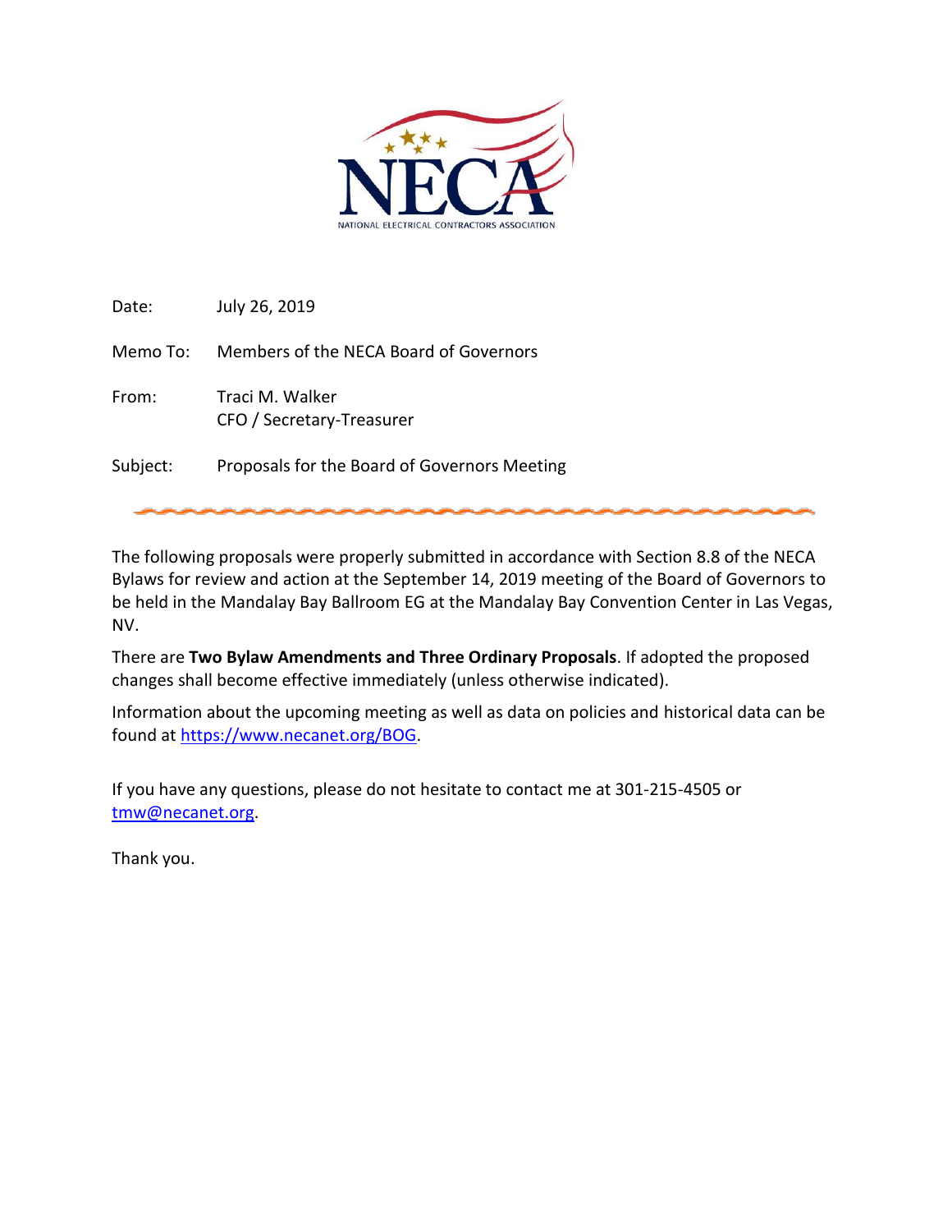NECA

NATIONAL ELECTRICAL CONTRACTORS ASSOCIATION

Date: July 26, 2019

Memo To: Members of the NECA Board of Governors

From: Traci M. Walker
CFO / Secretary-Treasurer

Subject: Proposals for the Board of Governors Meeting

---

The following proposals were properly submitted in accordance with Section 8.8 of the NECA Bylaws for review and action at the September 14, 2019 meeting of the Board of Governors to be held in the Mandalay Bay Ballroom EG at the Mandalay Bay Convention Center in Las Vegas, NV.

There are **Two Bylaw Amendments and Three Ordinary Proposals**. If adopted the proposed changes shall become effective immediately (unless otherwise indicated).

Information about the upcoming meeting as well as data on policies and historical data can be found at [https://www.necanet.org/BOG](https://www.necanet.org/BOG).

If you have any questions, please do not hesitate to contact me at 301-215-4505 or [tmw@necanet.org](mailto:tmw@necanet.org).

Thank you.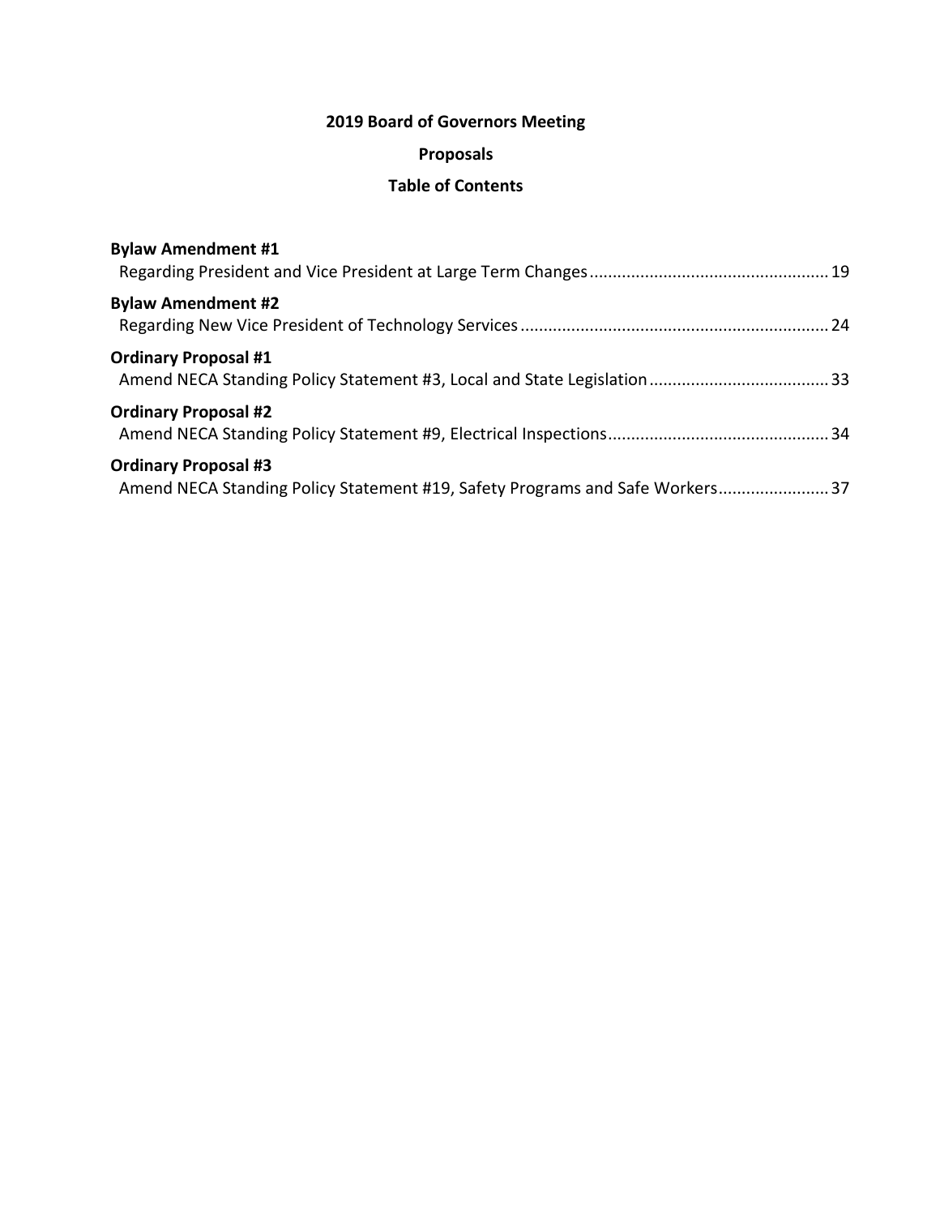# 2019 Board of Governors Meeting

## Proposals

## Table of Contents

**Bylaw Amendment #1**
Regarding President and Vice President at Large Term Changes .......... 19

**Bylaw Amendment #2**
Regarding New Vice President of Technology Services .......... 24

**Ordinary Proposal #1**
Amend NECA Standing Policy Statement #3, Local and State Legislation .......... 33

**Ordinary Proposal #2**
Amend NECA Standing Policy Statement #9, Electrical Inspections .......... 34

**Ordinary Proposal #3**
Amend NECA Standing Policy Statement #19, Safety Programs and Safe Workers .......... 37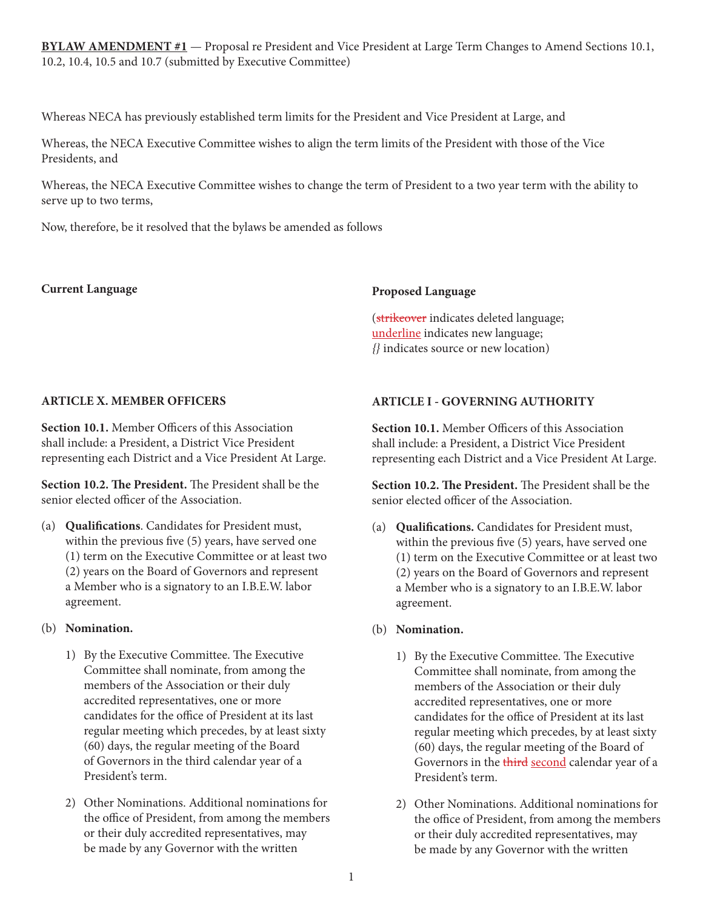**BYLAW AMENDMENT #1** — Proposal re President and Vice President at Large Term Changes to Amend Sections 10.1, 10.2, 10.4, 10.5 and 10.7 (submitted by Executive Committee)

Whereas NECA has previously established term limits for the President and Vice President at Large, and

Whereas, the NECA Executive Committee wishes to align the term limits of the President with those of the Vice Presidents, and

Whereas, the NECA Executive Committee wishes to change the term of President to a two year term with the ability to serve up to two terms,

Now, therefore, be it resolved that the bylaws be amended as follows

**Current Language**

**ARTICLE X. MEMBER OFFICERS**

**Section 10.1.** Member Officers of this Association shall include: a President, a District Vice President representing each District and a Vice President At Large.

**Section 10.2. The President.** The President shall be the senior elected officer of the Association.

(a) **Qualifications**. Candidates for President must, within the previous five (5) years, have served one (1) term on the Executive Committee or at least two (2) years on the Board of Governors and represent a Member who is a signatory to an I.B.E.W. labor agreement.

(b) **Nomination.**

1) By the Executive Committee. The Executive Committee shall nominate, from among the members of the Association or their duly accredited representatives, one or more candidates for the office of President at its last regular meeting which precedes, by at least sixty (60) days, the regular meeting of the Board of Governors in the third calendar year of a President's term.

2) Other Nominations. Additional nominations for the office of President, from among the members or their duly accredited representatives, may be made by any Governor with the written

**Proposed Language**

(~~strikeover~~ indicates deleted language; <u>underline</u> indicates new language; *{}* indicates source or new location)

**ARTICLE I - GOVERNING AUTHORITY**

**Section 10.1.** Member Officers of this Association shall include: a President, a District Vice President representing each District and a Vice President At Large.

**Section 10.2. The President.** The President shall be the senior elected officer of the Association.

(a) **Qualifications.** Candidates for President must, within the previous five (5) years, have served one (1) term on the Executive Committee or at least two (2) years on the Board of Governors and represent a Member who is a signatory to an I.B.E.W. labor agreement.

(b) **Nomination.**

1) By the Executive Committee. The Executive Committee shall nominate, from among the members of the Association or their duly accredited representatives, one or more candidates for the office of President at its last regular meeting which precedes, by at least sixty (60) days, the regular meeting of the Board of Governors in the ~~third~~ <u>second</u> calendar year of a President's term.

2) Other Nominations. Additional nominations for the office of President, from among the members or their duly accredited representatives, may be made by any Governor with the written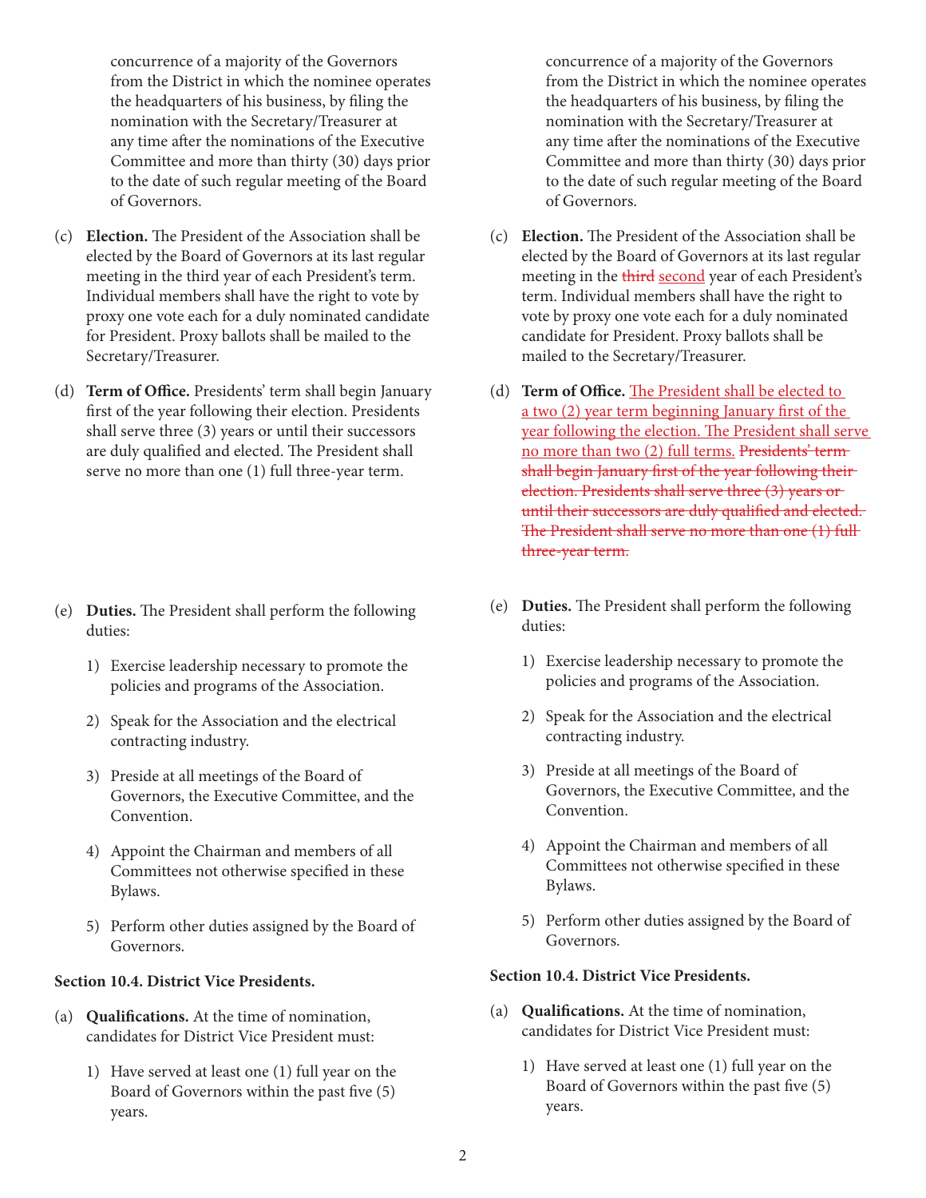concurrence of a majority of the Governors from the District in which the nominee operates the headquarters of his business, by filing the nomination with the Secretary/Treasurer at any time after the nominations of the Executive Committee and more than thirty (30) days prior to the date of such regular meeting of the Board of Governors.

(c) **Election.** The President of the Association shall be elected by the Board of Governors at its last regular meeting in the third year of each President's term. Individual members shall have the right to vote by proxy one vote each for a duly nominated candidate for President. Proxy ballots shall be mailed to the Secretary/Treasurer.

(d) **Term of Office.** Presidents' term shall begin January first of the year following their election. Presidents shall serve three (3) years or until their successors are duly qualified and elected. The President shall serve no more than one (1) full three-year term.

(e) **Duties.** The President shall perform the following duties:

1) Exercise leadership necessary to promote the policies and programs of the Association.

2) Speak for the Association and the electrical contracting industry.

3) Preside at all meetings of the Board of Governors, the Executive Committee, and the Convention.

4) Appoint the Chairman and members of all Committees not otherwise specified in these Bylaws.

5) Perform other duties assigned by the Board of Governors.

**Section 10.4. District Vice Presidents.**

(a) **Qualifications.** At the time of nomination, candidates for District Vice President must:

1) Have served at least one (1) full year on the Board of Governors within the past five (5) years.

---

concurrence of a majority of the Governors from the District in which the nominee operates the headquarters of his business, by filing the nomination with the Secretary/Treasurer at any time after the nominations of the Executive Committee and more than thirty (30) days prior to the date of such regular meeting of the Board of Governors.

(c) **Election.** The President of the Association shall be elected by the Board of Governors at its last regular meeting in the ~~third~~ <ins>second</ins> year of each President's term. Individual members shall have the right to vote by proxy one vote each for a duly nominated candidate for President. Proxy ballots shall be mailed to the Secretary/Treasurer.

(d) **Term of Office.** <ins>The President shall be elected to a two (2) year term beginning January first of the year following the election. The President shall serve no more than two (2) full terms.</ins> ~~Presidents' term shall begin January first of the year following their election. Presidents shall serve three (3) years or until their successors are duly qualified and elected. The President shall serve no more than one (1) full three-year term.~~

(e) **Duties.** The President shall perform the following duties:

1) Exercise leadership necessary to promote the policies and programs of the Association.

2) Speak for the Association and the electrical contracting industry.

3) Preside at all meetings of the Board of Governors, the Executive Committee, and the Convention.

4) Appoint the Chairman and members of all Committees not otherwise specified in these Bylaws.

5) Perform other duties assigned by the Board of Governors.

**Section 10.4. District Vice Presidents.**

(a) **Qualifications.** At the time of nomination, candidates for District Vice President must:

1) Have served at least one (1) full year on the Board of Governors within the past five (5) years.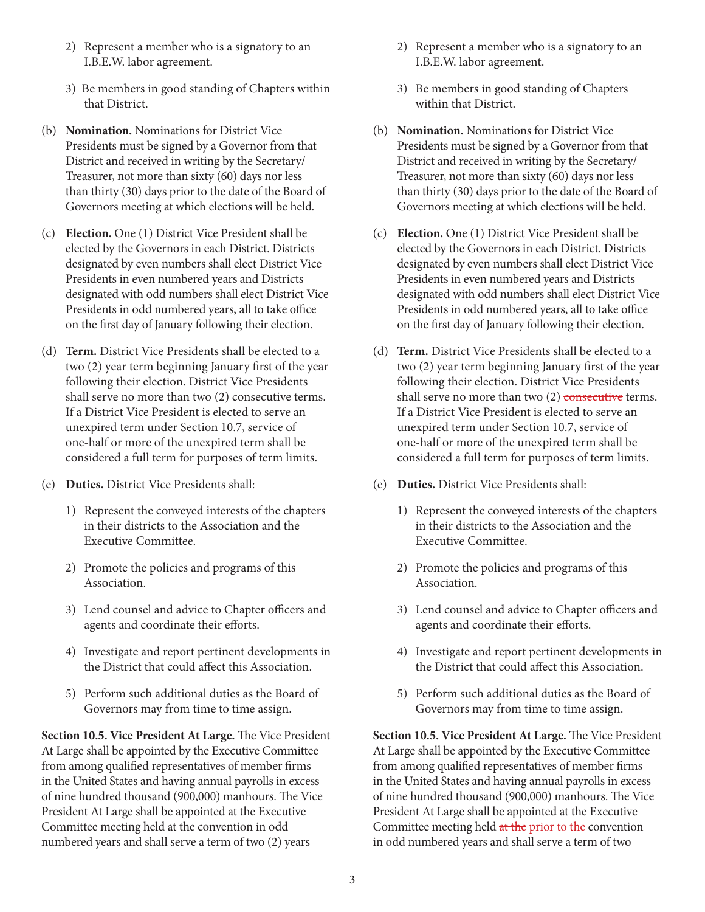2) Represent a member who is a signatory to an I.B.E.W. labor agreement.

3) Be members in good standing of Chapters within that District.

(b) **Nomination.** Nominations for District Vice Presidents must be signed by a Governor from that District and received in writing by the Secretary/Treasurer, not more than sixty (60) days nor less than thirty (30) days prior to the date of the Board of Governors meeting at which elections will be held.

(c) **Election.** One (1) District Vice President shall be elected by the Governors in each District. Districts designated by even numbers shall elect District Vice Presidents in even numbered years and Districts designated with odd numbers shall elect District Vice Presidents in odd numbered years, all to take office on the first day of January following their election.

(d) **Term.** District Vice Presidents shall be elected to a two (2) year term beginning January first of the year following their election. District Vice Presidents shall serve no more than two (2) consecutive terms. If a District Vice President is elected to serve an unexpired term under Section 10.7, service of one-half or more of the unexpired term shall be considered a full term for purposes of term limits.

(e) **Duties.** District Vice Presidents shall:

1) Represent the conveyed interests of the chapters in their districts to the Association and the Executive Committee.

2) Promote the policies and programs of this Association.

3) Lend counsel and advice to Chapter officers and agents and coordinate their efforts.

4) Investigate and report pertinent developments in the District that could affect this Association.

5) Perform such additional duties as the Board of Governors may from time to time assign.

**Section 10.5. Vice President At Large.** The Vice President At Large shall be appointed by the Executive Committee from among qualified representatives of member firms in the United States and having annual payrolls in excess of nine hundred thousand (900,000) manhours. The Vice President At Large shall be appointed at the Executive Committee meeting held at the convention in odd numbered years and shall serve a term of two (2) years

2) Represent a member who is a signatory to an I.B.E.W. labor agreement.

3) Be members in good standing of Chapters within that District.

(b) **Nomination.** Nominations for District Vice Presidents must be signed by a Governor from that District and received in writing by the Secretary/Treasurer, not more than sixty (60) days nor less than thirty (30) days prior to the date of the Board of Governors meeting at which elections will be held.

(c) **Election.** One (1) District Vice President shall be elected by the Governors in each District. Districts designated by even numbers shall elect District Vice Presidents in even numbered years and Districts designated with odd numbers shall elect District Vice Presidents in odd numbered years, all to take office on the first day of January following their election.

(d) **Term.** District Vice Presidents shall be elected to a two (2) year term beginning January first of the year following their election. District Vice Presidents shall serve no more than two (2) ~~consecutive~~ terms. If a District Vice President is elected to serve an unexpired term under Section 10.7, service of one-half or more of the unexpired term shall be considered a full term for purposes of term limits.

(e) **Duties.** District Vice Presidents shall:

1) Represent the conveyed interests of the chapters in their districts to the Association and the Executive Committee.

2) Promote the policies and programs of this Association.

3) Lend counsel and advice to Chapter officers and agents and coordinate their efforts.

4) Investigate and report pertinent developments in the District that could affect this Association.

5) Perform such additional duties as the Board of Governors may from time to time assign.

**Section 10.5. Vice President At Large.** The Vice President At Large shall be appointed by the Executive Committee from among qualified representatives of member firms in the United States and having annual payrolls in excess of nine hundred thousand (900,000) manhours. The Vice President At Large shall be appointed at the Executive Committee meeting held ~~at the~~ <u>prior to the</u> convention in odd numbered years and shall serve a term of two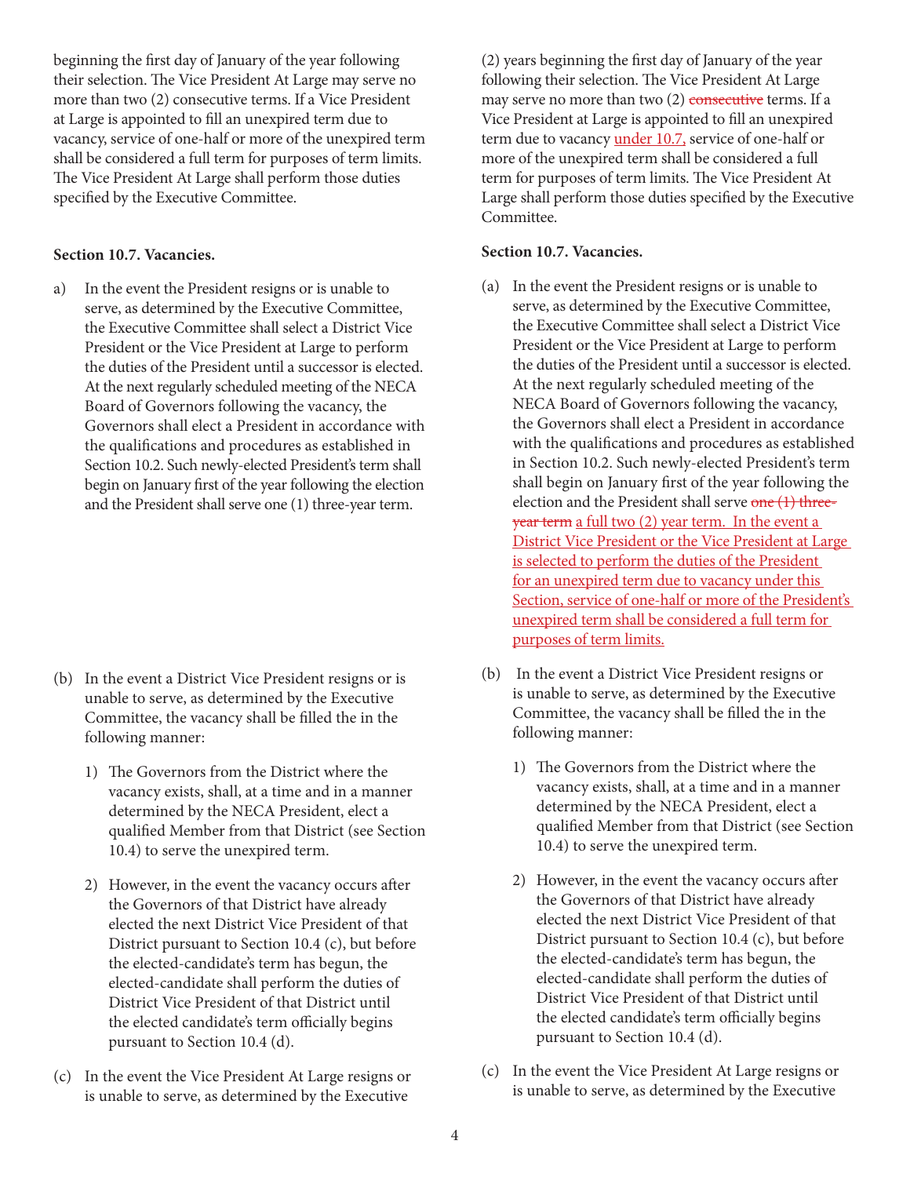beginning the first day of January of the year following their selection. The Vice President At Large may serve no more than two (2) consecutive terms. If a Vice President at Large is appointed to fill an unexpired term due to vacancy, service of one-half or more of the unexpired term shall be considered a full term for purposes of term limits. The Vice President At Large shall perform those duties specified by the Executive Committee.

**Section 10.7. Vacancies.**

a) In the event the President resigns or is unable to serve, as determined by the Executive Committee, the Executive Committee shall select a District Vice President or the Vice President at Large to perform the duties of the President until a successor is elected. At the next regularly scheduled meeting of the NECA Board of Governors following the vacancy, the Governors shall elect a President in accordance with the qualifications and procedures as established in Section 10.2. Such newly-elected President's term shall begin on January first of the year following the election and the President shall serve one (1) three-year term.

(b) In the event a District Vice President resigns or is unable to serve, as determined by the Executive Committee, the vacancy shall be filled the in the following manner:

1) The Governors from the District where the vacancy exists, shall, at a time and in a manner determined by the NECA President, elect a qualified Member from that District (see Section 10.4) to serve the unexpired term.

2) However, in the event the vacancy occurs after the Governors of that District have already elected the next District Vice President of that District pursuant to Section 10.4 (c), but before the elected-candidate's term has begun, the elected-candidate shall perform the duties of District Vice President of that District until the elected candidate's term officially begins pursuant to Section 10.4 (d).

(c) In the event the Vice President At Large resigns or is unable to serve, as determined by the Executive

(2) years beginning the first day of January of the year following their selection. The Vice President At Large may serve no more than two (2) ~~consecutive~~ terms. If a Vice President at Large is appointed to fill an unexpired term due to vacancy under 10.7, service of one-half or more of the unexpired term shall be considered a full term for purposes of term limits. The Vice President At Large shall perform those duties specified by the Executive Committee.

**Section 10.7. Vacancies.**

(a) In the event the President resigns or is unable to serve, as determined by the Executive Committee, the Executive Committee shall select a District Vice President or the Vice President at Large to perform the duties of the President until a successor is elected. At the next regularly scheduled meeting of the NECA Board of Governors following the vacancy, the Governors shall elect a President in accordance with the qualifications and procedures as established in Section 10.2. Such newly-elected President's term shall begin on January first of the year following the election and the President shall serve ~~one (1) three-year term~~ a full two (2) year term. In the event a District Vice President or the Vice President at Large is selected to perform the duties of the President for an unexpired term due to vacancy under this Section, service of one-half or more of the President's unexpired term shall be considered a full term for purposes of term limits.

(b) In the event a District Vice President resigns or is unable to serve, as determined by the Executive Committee, the vacancy shall be filled the in the following manner:

1) The Governors from the District where the vacancy exists, shall, at a time and in a manner determined by the NECA President, elect a qualified Member from that District (see Section 10.4) to serve the unexpired term.

2) However, in the event the vacancy occurs after the Governors of that District have already elected the next District Vice President of that District pursuant to Section 10.4 (c), but before the elected-candidate's term has begun, the elected-candidate shall perform the duties of District Vice President of that District until the elected candidate's term officially begins pursuant to Section 10.4 (d).

(c) In the event the Vice President At Large resigns or is unable to serve, as determined by the Executive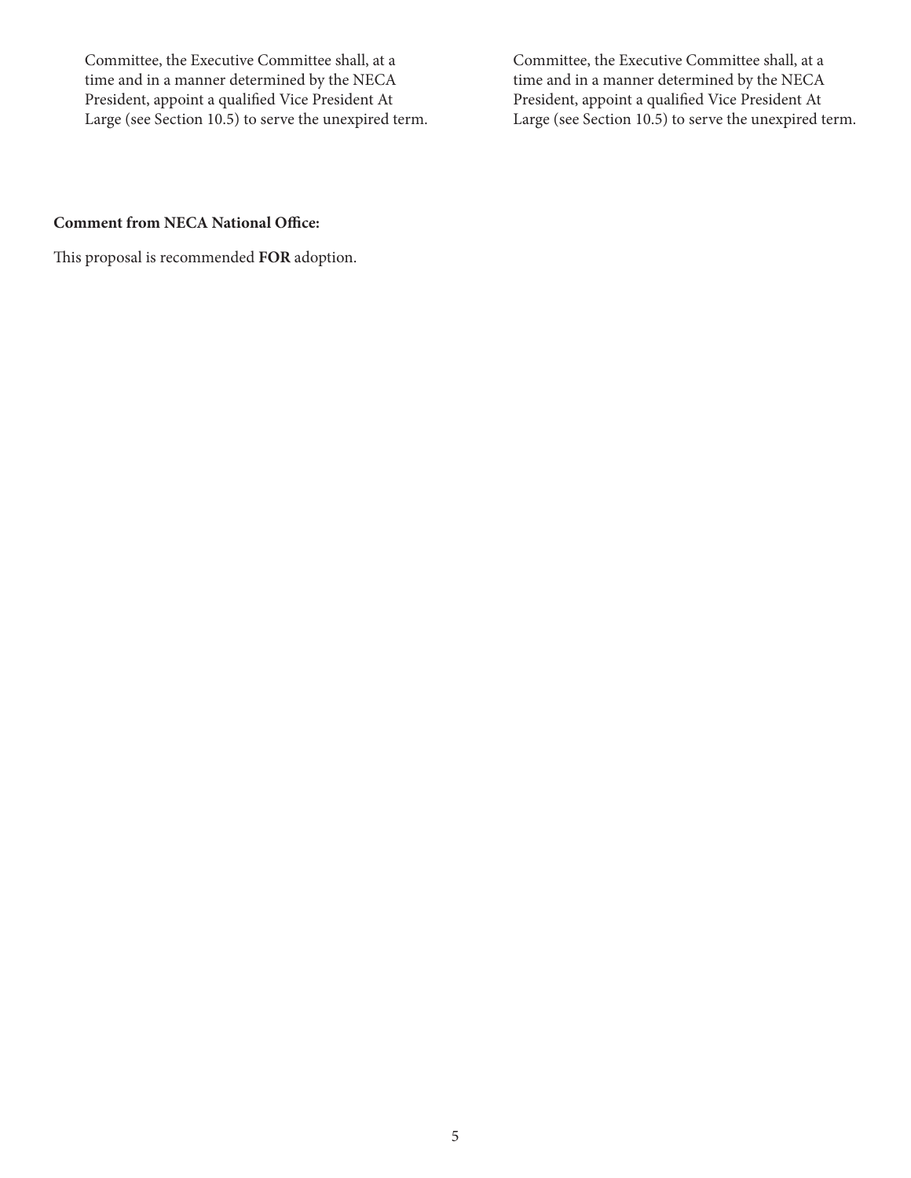Committee, the Executive Committee shall, at a time and in a manner determined by the NECA President, appoint a qualified Vice President At Large (see Section 10.5) to serve the unexpired term.

Committee, the Executive Committee shall, at a time and in a manner determined by the NECA President, appoint a qualified Vice President At Large (see Section 10.5) to serve the unexpired term.

**Comment from NECA National Office:**

This proposal is recommended **FOR** adoption.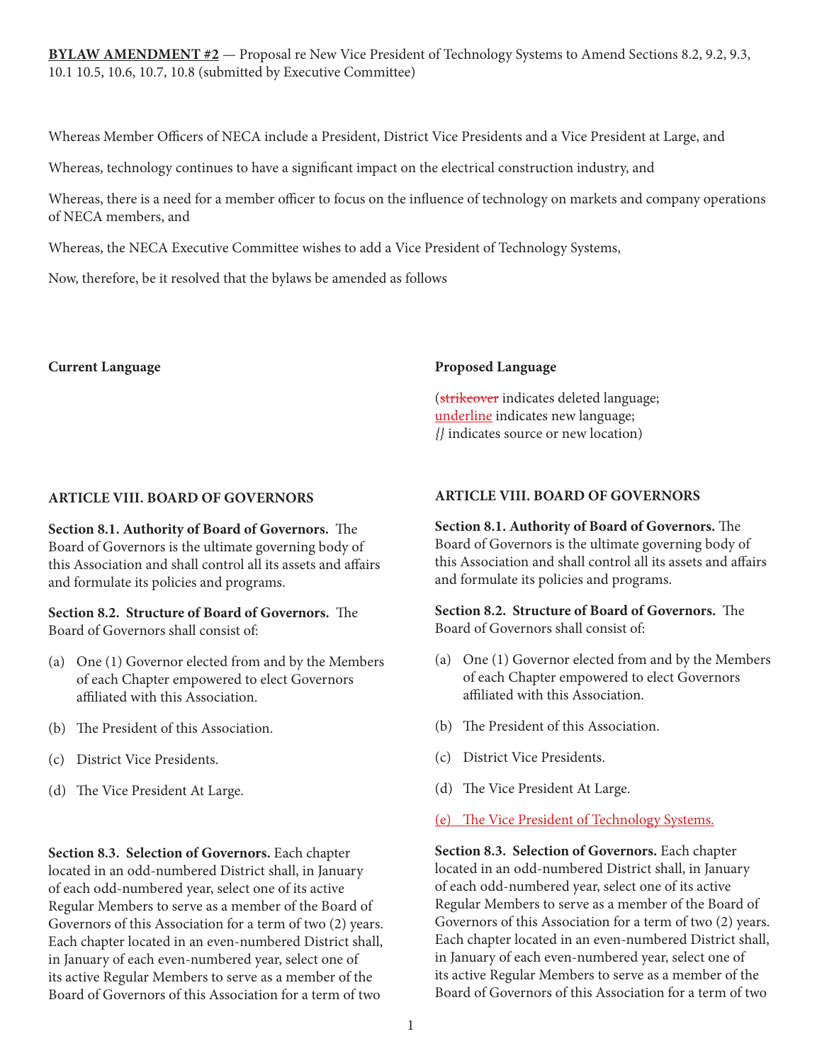**BYLAW AMENDMENT #2** — Proposal re New Vice President of Technology Systems to Amend Sections 8.2, 9.2, 9.3, 10.1 10.5, 10.6, 10.7, 10.8 (submitted by Executive Committee)

Whereas Member Officers of NECA include a President, District Vice Presidents and a Vice President at Large, and

Whereas, technology continues to have a significant impact on the electrical construction industry, and

Whereas, there is a need for a member officer to focus on the influence of technology on markets and company operations of NECA members, and

Whereas, the NECA Executive Committee wishes to add a Vice President of Technology Systems,

Now, therefore, be it resolved that the bylaws be amended as follows

**Current Language**

**ARTICLE VIII. BOARD OF GOVERNORS**

**Section 8.1. Authority of Board of Governors.** The Board of Governors is the ultimate governing body of this Association and shall control all its assets and affairs and formulate its policies and programs.

**Section 8.2. Structure of Board of Governors.** The Board of Governors shall consist of:

(a) One (1) Governor elected from and by the Members of each Chapter empowered to elect Governors affiliated with this Association.

(b) The President of this Association.

(c) District Vice Presidents.

(d) The Vice President At Large.

**Section 8.3. Selection of Governors.** Each chapter located in an odd-numbered District shall, in January of each odd-numbered year, select one of its active Regular Members to serve as a member of the Board of Governors of this Association for a term of two (2) years. Each chapter located in an even-numbered District shall, in January of each even-numbered year, select one of its active Regular Members to serve as a member of the Board of Governors of this Association for a term of two

**Proposed Language**

(~~strikeover~~ indicates deleted language; <u>underline</u> indicates new language; *{}* indicates source or new location)

**ARTICLE VIII. BOARD OF GOVERNORS**

**Section 8.1. Authority of Board of Governors.** The Board of Governors is the ultimate governing body of this Association and shall control all its assets and affairs and formulate its policies and programs.

**Section 8.2. Structure of Board of Governors.** The Board of Governors shall consist of:

(a) One (1) Governor elected from and by the Members of each Chapter empowered to elect Governors affiliated with this Association.

(b) The President of this Association.

(c) District Vice Presidents.

(d) The Vice President At Large.

<u>(e) The Vice President of Technology Systems.</u>

**Section 8.3. Selection of Governors.** Each chapter located in an odd-numbered District shall, in January of each odd-numbered year, select one of its active Regular Members to serve as a member of the Board of Governors of this Association for a term of two (2) years. Each chapter located in an even-numbered District shall, in January of each even-numbered year, select one of its active Regular Members to serve as a member of the Board of Governors of this Association for a term of two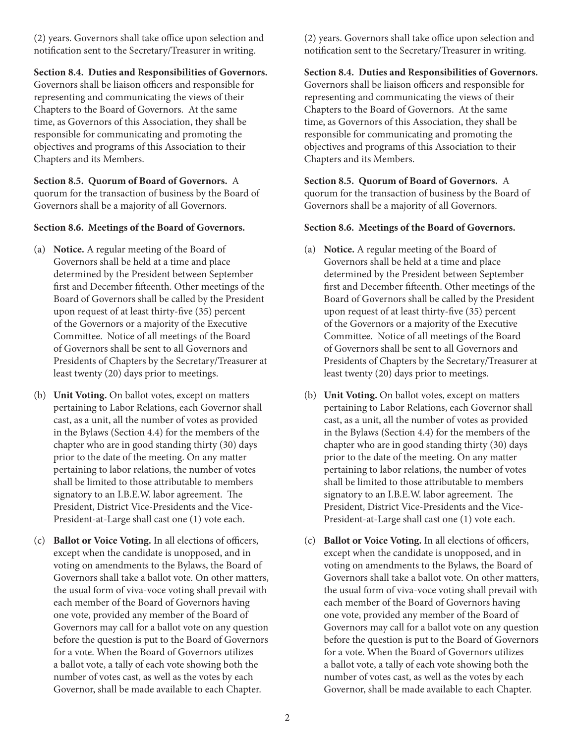(2) years. Governors shall take office upon selection and notification sent to the Secretary/Treasurer in writing.

**Section 8.4. Duties and Responsibilities of Governors.** Governors shall be liaison officers and responsible for representing and communicating the views of their Chapters to the Board of Governors. At the same time, as Governors of this Association, they shall be responsible for communicating and promoting the objectives and programs of this Association to their Chapters and its Members.

**Section 8.5. Quorum of Board of Governors.** A quorum for the transaction of business by the Board of Governors shall be a majority of all Governors.

**Section 8.6. Meetings of the Board of Governors.**

(a) **Notice.** A regular meeting of the Board of Governors shall be held at a time and place determined by the President between September first and December fifteenth. Other meetings of the Board of Governors shall be called by the President upon request of at least thirty-five (35) percent of the Governors or a majority of the Executive Committee. Notice of all meetings of the Board of Governors shall be sent to all Governors and Presidents of Chapters by the Secretary/Treasurer at least twenty (20) days prior to meetings.

(b) **Unit Voting.** On ballot votes, except on matters pertaining to Labor Relations, each Governor shall cast, as a unit, all the number of votes as provided in the Bylaws (Section 4.4) for the members of the chapter who are in good standing thirty (30) days prior to the date of the meeting. On any matter pertaining to labor relations, the number of votes shall be limited to those attributable to members signatory to an I.B.E.W. labor agreement. The President, District Vice-Presidents and the Vice-President-at-Large shall cast one (1) vote each.

(c) **Ballot or Voice Voting.** In all elections of officers, except when the candidate is unopposed, and in voting on amendments to the Bylaws, the Board of Governors shall take a ballot vote. On other matters, the usual form of viva-voce voting shall prevail with each member of the Board of Governors having one vote, provided any member of the Board of Governors may call for a ballot vote on any question before the question is put to the Board of Governors for a vote. When the Board of Governors utilizes a ballot vote, a tally of each vote showing both the number of votes cast, as well as the votes by each Governor, shall be made available to each Chapter.

(2) years. Governors shall take office upon selection and notification sent to the Secretary/Treasurer in writing.

**Section 8.4. Duties and Responsibilities of Governors.** Governors shall be liaison officers and responsible for representing and communicating the views of their Chapters to the Board of Governors. At the same time, as Governors of this Association, they shall be responsible for communicating and promoting the objectives and programs of this Association to their Chapters and its Members.

**Section 8.5. Quorum of Board of Governors.** A quorum for the transaction of business by the Board of Governors shall be a majority of all Governors.

**Section 8.6. Meetings of the Board of Governors.**

(a) **Notice.** A regular meeting of the Board of Governors shall be held at a time and place determined by the President between September first and December fifteenth. Other meetings of the Board of Governors shall be called by the President upon request of at least thirty-five (35) percent of the Governors or a majority of the Executive Committee. Notice of all meetings of the Board of Governors shall be sent to all Governors and Presidents of Chapters by the Secretary/Treasurer at least twenty (20) days prior to meetings.

(b) **Unit Voting.** On ballot votes, except on matters pertaining to Labor Relations, each Governor shall cast, as a unit, all the number of votes as provided in the Bylaws (Section 4.4) for the members of the chapter who are in good standing thirty (30) days prior to the date of the meeting. On any matter pertaining to labor relations, the number of votes shall be limited to those attributable to members signatory to an I.B.E.W. labor agreement. The President, District Vice-Presidents and the Vice-President-at-Large shall cast one (1) vote each.

(c) **Ballot or Voice Voting.** In all elections of officers, except when the candidate is unopposed, and in voting on amendments to the Bylaws, the Board of Governors shall take a ballot vote. On other matters, the usual form of viva-voce voting shall prevail with each member of the Board of Governors having one vote, provided any member of the Board of Governors may call for a ballot vote on any question before the question is put to the Board of Governors for a vote. When the Board of Governors utilizes a ballot vote, a tally of each vote showing both the number of votes cast, as well as the votes by each Governor, shall be made available to each Chapter.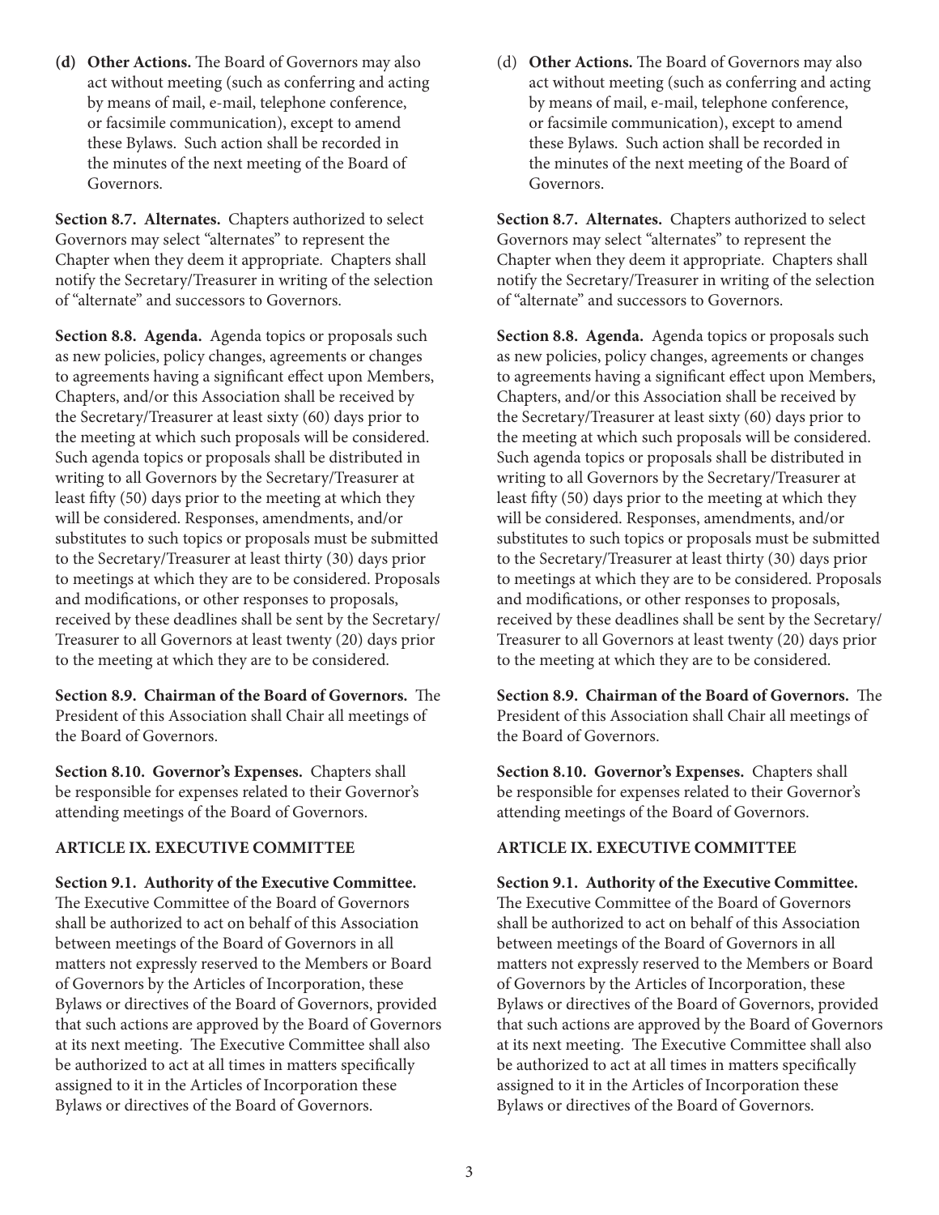**(d) Other Actions.** The Board of Governors may also act without meeting (such as conferring and acting by means of mail, e-mail, telephone conference, or facsimile communication), except to amend these Bylaws. Such action shall be recorded in the minutes of the next meeting of the Board of Governors.

**Section 8.7. Alternates.** Chapters authorized to select Governors may select "alternates" to represent the Chapter when they deem it appropriate. Chapters shall notify the Secretary/Treasurer in writing of the selection of "alternate" and successors to Governors.

**Section 8.8. Agenda.** Agenda topics or proposals such as new policies, policy changes, agreements or changes to agreements having a significant effect upon Members, Chapters, and/or this Association shall be received by the Secretary/Treasurer at least sixty (60) days prior to the meeting at which such proposals will be considered. Such agenda topics or proposals shall be distributed in writing to all Governors by the Secretary/Treasurer at least fifty (50) days prior to the meeting at which they will be considered. Responses, amendments, and/or substitutes to such topics or proposals must be submitted to the Secretary/Treasurer at least thirty (30) days prior to meetings at which they are to be considered. Proposals and modifications, or other responses to proposals, received by these deadlines shall be sent by the Secretary/Treasurer to all Governors at least twenty (20) days prior to the meeting at which they are to be considered.

**Section 8.9. Chairman of the Board of Governors.** The President of this Association shall Chair all meetings of the Board of Governors.

**Section 8.10. Governor's Expenses.** Chapters shall be responsible for expenses related to their Governor's attending meetings of the Board of Governors.

## ARTICLE IX. EXECUTIVE COMMITTEE

**Section 9.1. Authority of the Executive Committee.** The Executive Committee of the Board of Governors shall be authorized to act on behalf of this Association between meetings of the Board of Governors in all matters not expressly reserved to the Members or Board of Governors by the Articles of Incorporation, these Bylaws or directives of the Board of Governors, provided that such actions are approved by the Board of Governors at its next meeting. The Executive Committee shall also be authorized to act at all times in matters specifically assigned to it in the Articles of Incorporation these Bylaws or directives of the Board of Governors.

(d) **Other Actions.** The Board of Governors may also act without meeting (such as conferring and acting by means of mail, e-mail, telephone conference, or facsimile communication), except to amend these Bylaws. Such action shall be recorded in the minutes of the next meeting of the Board of Governors.

**Section 8.7. Alternates.** Chapters authorized to select Governors may select "alternates" to represent the Chapter when they deem it appropriate. Chapters shall notify the Secretary/Treasurer in writing of the selection of "alternate" and successors to Governors.

**Section 8.8. Agenda.** Agenda topics or proposals such as new policies, policy changes, agreements or changes to agreements having a significant effect upon Members, Chapters, and/or this Association shall be received by the Secretary/Treasurer at least sixty (60) days prior to the meeting at which such proposals will be considered. Such agenda topics or proposals shall be distributed in writing to all Governors by the Secretary/Treasurer at least fifty (50) days prior to the meeting at which they will be considered. Responses, amendments, and/or substitutes to such topics or proposals must be submitted to the Secretary/Treasurer at least thirty (30) days prior to meetings at which they are to be considered. Proposals and modifications, or other responses to proposals, received by these deadlines shall be sent by the Secretary/Treasurer to all Governors at least twenty (20) days prior to the meeting at which they are to be considered.

**Section 8.9. Chairman of the Board of Governors.** The President of this Association shall Chair all meetings of the Board of Governors.

**Section 8.10. Governor's Expenses.** Chapters shall be responsible for expenses related to their Governor's attending meetings of the Board of Governors.

## ARTICLE IX. EXECUTIVE COMMITTEE

**Section 9.1. Authority of the Executive Committee.** The Executive Committee of the Board of Governors shall be authorized to act on behalf of this Association between meetings of the Board of Governors in all matters not expressly reserved to the Members or Board of Governors by the Articles of Incorporation, these Bylaws or directives of the Board of Governors, provided that such actions are approved by the Board of Governors at its next meeting. The Executive Committee shall also be authorized to act at all times in matters specifically assigned to it in the Articles of Incorporation these Bylaws or directives of the Board of Governors.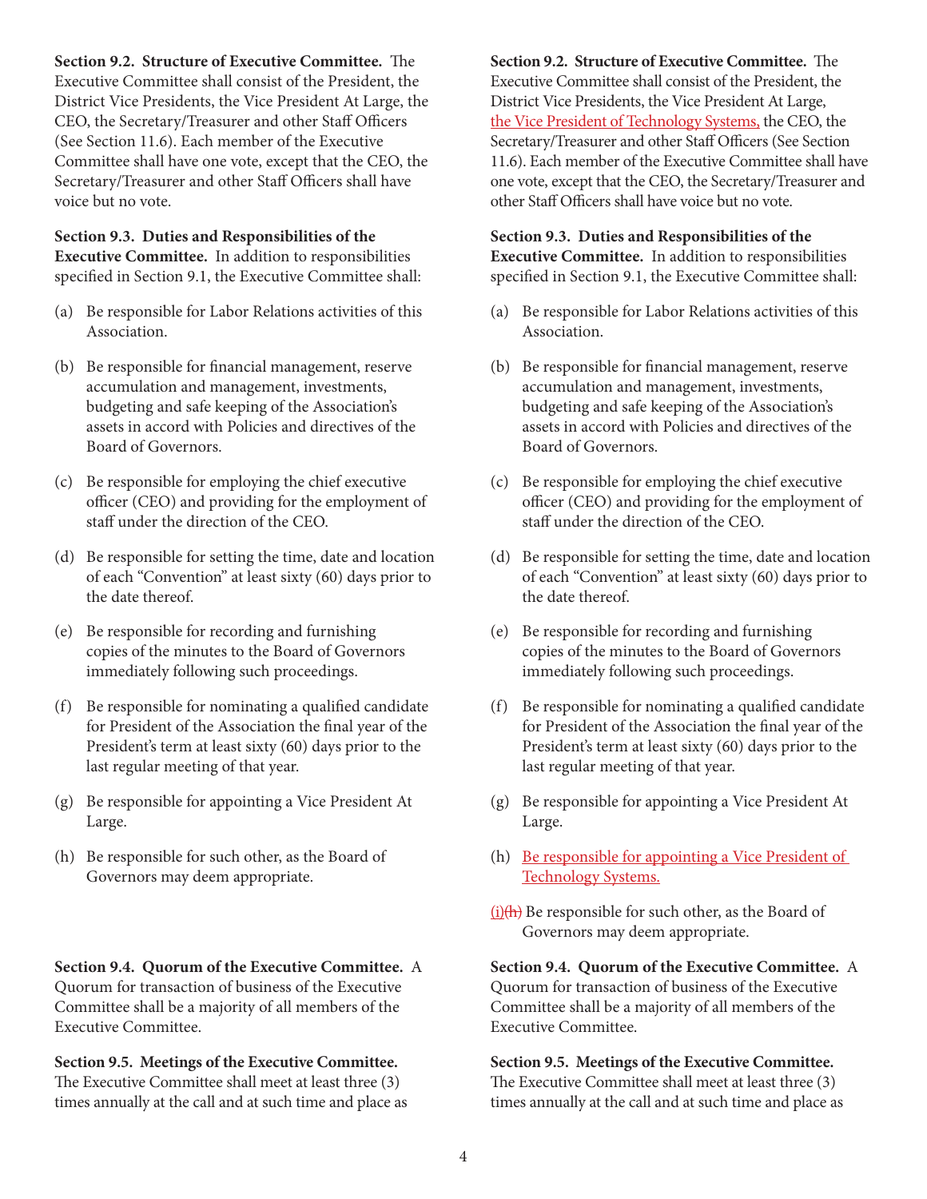**Section 9.2. Structure of Executive Committee.** The Executive Committee shall consist of the President, the District Vice Presidents, the Vice President At Large, the CEO, the Secretary/Treasurer and other Staff Officers (See Section 11.6). Each member of the Executive Committee shall have one vote, except that the CEO, the Secretary/Treasurer and other Staff Officers shall have voice but no vote.

**Section 9.3. Duties and Responsibilities of the Executive Committee.** In addition to responsibilities specified in Section 9.1, the Executive Committee shall:

(a) Be responsible for Labor Relations activities of this Association.

(b) Be responsible for financial management, reserve accumulation and management, investments, budgeting and safe keeping of the Association's assets in accord with Policies and directives of the Board of Governors.

(c) Be responsible for employing the chief executive officer (CEO) and providing for the employment of staff under the direction of the CEO.

(d) Be responsible for setting the time, date and location of each "Convention" at least sixty (60) days prior to the date thereof.

(e) Be responsible for recording and furnishing copies of the minutes to the Board of Governors immediately following such proceedings.

(f) Be responsible for nominating a qualified candidate for President of the Association the final year of the President's term at least sixty (60) days prior to the last regular meeting of that year.

(g) Be responsible for appointing a Vice President At Large.

(h) Be responsible for such other, as the Board of Governors may deem appropriate.

**Section 9.4. Quorum of the Executive Committee.** A Quorum for transaction of business of the Executive Committee shall be a majority of all members of the Executive Committee.

**Section 9.5. Meetings of the Executive Committee.** The Executive Committee shall meet at least three (3) times annually at the call and at such time and place as

**Section 9.2. Structure of Executive Committee.** The Executive Committee shall consist of the President, the District Vice Presidents, the Vice President At Large, <u>the Vice President of Technology Systems,</u> the CEO, the Secretary/Treasurer and other Staff Officers (See Section 11.6). Each member of the Executive Committee shall have one vote, except that the CEO, the Secretary/Treasurer and other Staff Officers shall have voice but no vote.

**Section 9.3. Duties and Responsibilities of the Executive Committee.** In addition to responsibilities specified in Section 9.1, the Executive Committee shall:

(a) Be responsible for Labor Relations activities of this Association.

(b) Be responsible for financial management, reserve accumulation and management, investments, budgeting and safe keeping of the Association's assets in accord with Policies and directives of the Board of Governors.

(c) Be responsible for employing the chief executive officer (CEO) and providing for the employment of staff under the direction of the CEO.

(d) Be responsible for setting the time, date and location of each "Convention" at least sixty (60) days prior to the date thereof.

(e) Be responsible for recording and furnishing copies of the minutes to the Board of Governors immediately following such proceedings.

(f) Be responsible for nominating a qualified candidate for President of the Association the final year of the President's term at least sixty (60) days prior to the last regular meeting of that year.

(g) Be responsible for appointing a Vice President At Large.

(h) <u>Be responsible for appointing a Vice President of Technology Systems.</u>

<u>(i)</u>~~(h)~~ Be responsible for such other, as the Board of Governors may deem appropriate.

**Section 9.4. Quorum of the Executive Committee.** A Quorum for transaction of business of the Executive Committee shall be a majority of all members of the Executive Committee.

**Section 9.5. Meetings of the Executive Committee.** The Executive Committee shall meet at least three (3) times annually at the call and at such time and place as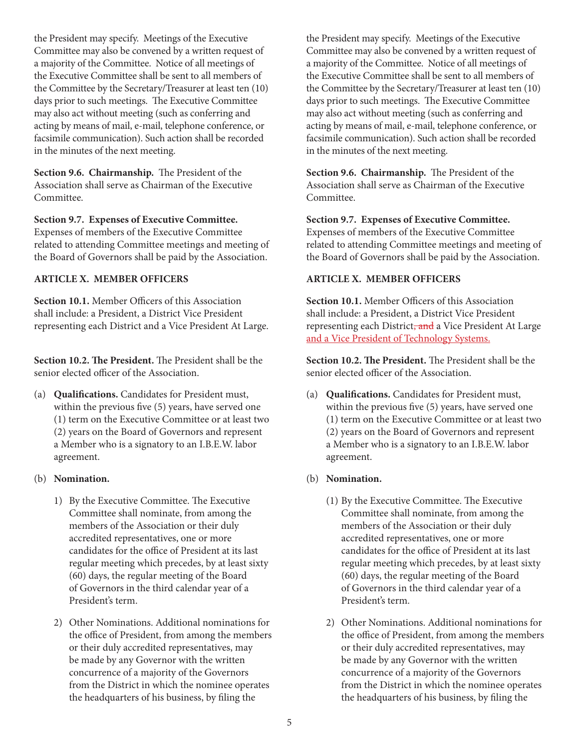the President may specify. Meetings of the Executive Committee may also be convened by a written request of a majority of the Committee. Notice of all meetings of the Executive Committee shall be sent to all members of the Committee by the Secretary/Treasurer at least ten (10) days prior to such meetings. The Executive Committee may also act without meeting (such as conferring and acting by means of mail, e-mail, telephone conference, or facsimile communication). Such action shall be recorded in the minutes of the next meeting.

**Section 9.6. Chairmanship.** The President of the Association shall serve as Chairman of the Executive Committee.

**Section 9.7. Expenses of Executive Committee.** Expenses of members of the Executive Committee related to attending Committee meetings and meeting of the Board of Governors shall be paid by the Association.

**ARTICLE X. MEMBER OFFICERS**

**Section 10.1.** Member Officers of this Association shall include: a President, a District Vice President representing each District and a Vice President At Large.

**Section 10.2. The President.** The President shall be the senior elected officer of the Association.

(a) **Qualifications.** Candidates for President must, within the previous five (5) years, have served one (1) term on the Executive Committee or at least two (2) years on the Board of Governors and represent a Member who is a signatory to an I.B.E.W. labor agreement.

(b) **Nomination.**

1) By the Executive Committee. The Executive Committee shall nominate, from among the members of the Association or their duly accredited representatives, one or more candidates for the office of President at its last regular meeting which precedes, by at least sixty (60) days, the regular meeting of the Board of Governors in the third calendar year of a President's term.

2) Other Nominations. Additional nominations for the office of President, from among the members or their duly accredited representatives, may be made by any Governor with the written concurrence of a majority of the Governors from the District in which the nominee operates the headquarters of his business, by filing the

the President may specify. Meetings of the Executive Committee may also be convened by a written request of a majority of the Committee. Notice of all meetings of the Executive Committee shall be sent to all members of the Committee by the Secretary/Treasurer at least ten (10) days prior to such meetings. The Executive Committee may also act without meeting (such as conferring and acting by means of mail, e-mail, telephone conference, or facsimile communication). Such action shall be recorded in the minutes of the next meeting.

**Section 9.6. Chairmanship.** The President of the Association shall serve as Chairman of the Executive Committee.

**Section 9.7. Expenses of Executive Committee.** Expenses of members of the Executive Committee related to attending Committee meetings and meeting of the Board of Governors shall be paid by the Association.

**ARTICLE X. MEMBER OFFICERS**

**Section 10.1.** Member Officers of this Association shall include: a President, a District Vice President representing each District~~, and~~ a Vice President At Large and a Vice President of Technology Systems.

**Section 10.2. The President.** The President shall be the senior elected officer of the Association.

(a) **Qualifications.** Candidates for President must, within the previous five (5) years, have served one (1) term on the Executive Committee or at least two (2) years on the Board of Governors and represent a Member who is a signatory to an I.B.E.W. labor agreement.

(b) **Nomination.**

(1) By the Executive Committee. The Executive Committee shall nominate, from among the members of the Association or their duly accredited representatives, one or more candidates for the office of President at its last regular meeting which precedes, by at least sixty (60) days, the regular meeting of the Board of Governors in the third calendar year of a President's term.

2) Other Nominations. Additional nominations for the office of President, from among the members or their duly accredited representatives, may be made by any Governor with the written concurrence of a majority of the Governors from the District in which the nominee operates the headquarters of his business, by filing the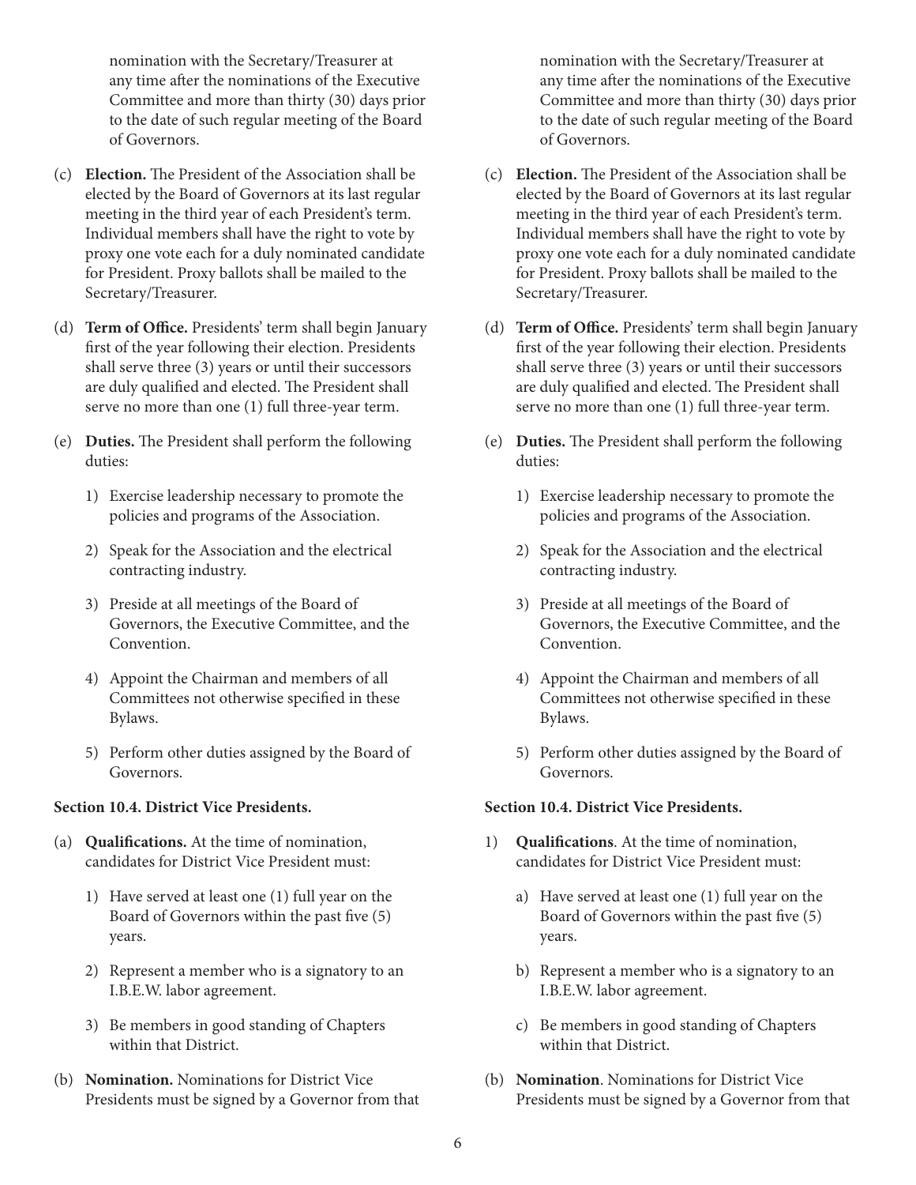nomination with the Secretary/Treasurer at any time after the nominations of the Executive Committee and more than thirty (30) days prior to the date of such regular meeting of the Board of Governors.

(c) **Election.** The President of the Association shall be elected by the Board of Governors at its last regular meeting in the third year of each President's term. Individual members shall have the right to vote by proxy one vote each for a duly nominated candidate for President. Proxy ballots shall be mailed to the Secretary/Treasurer.

(d) **Term of Office.** Presidents' term shall begin January first of the year following their election. Presidents shall serve three (3) years or until their successors are duly qualified and elected. The President shall serve no more than one (1) full three-year term.

(e) **Duties.** The President shall perform the following duties:

1) Exercise leadership necessary to promote the policies and programs of the Association.
2) Speak for the Association and the electrical contracting industry.
3) Preside at all meetings of the Board of Governors, the Executive Committee, and the Convention.
4) Appoint the Chairman and members of all Committees not otherwise specified in these Bylaws.
5) Perform other duties assigned by the Board of Governors.

**Section 10.4. District Vice Presidents.**

(a) **Qualifications.** At the time of nomination, candidates for District Vice President must:

1) Have served at least one (1) full year on the Board of Governors within the past five (5) years.
2) Represent a member who is a signatory to an I.B.E.W. labor agreement.
3) Be members in good standing of Chapters within that District.

(b) **Nomination.** Nominations for District Vice Presidents must be signed by a Governor from that

nomination with the Secretary/Treasurer at any time after the nominations of the Executive Committee and more than thirty (30) days prior to the date of such regular meeting of the Board of Governors.

(c) **Election.** The President of the Association shall be elected by the Board of Governors at its last regular meeting in the third year of each President's term. Individual members shall have the right to vote by proxy one vote each for a duly nominated candidate for President. Proxy ballots shall be mailed to the Secretary/Treasurer.

(d) **Term of Office.** Presidents' term shall begin January first of the year following their election. Presidents shall serve three (3) years or until their successors are duly qualified and elected. The President shall serve no more than one (1) full three-year term.

(e) **Duties.** The President shall perform the following duties:

1) Exercise leadership necessary to promote the policies and programs of the Association.
2) Speak for the Association and the electrical contracting industry.
3) Preside at all meetings of the Board of Governors, the Executive Committee, and the Convention.
4) Appoint the Chairman and members of all Committees not otherwise specified in these Bylaws.
5) Perform other duties assigned by the Board of Governors.

**Section 10.4. District Vice Presidents.**

1) **Qualifications**. At the time of nomination, candidates for District Vice President must:

   a) Have served at least one (1) full year on the Board of Governors within the past five (5) years.
   b) Represent a member who is a signatory to an I.B.E.W. labor agreement.
   c) Be members in good standing of Chapters within that District.

(b) **Nomination**. Nominations for District Vice Presidents must be signed by a Governor from that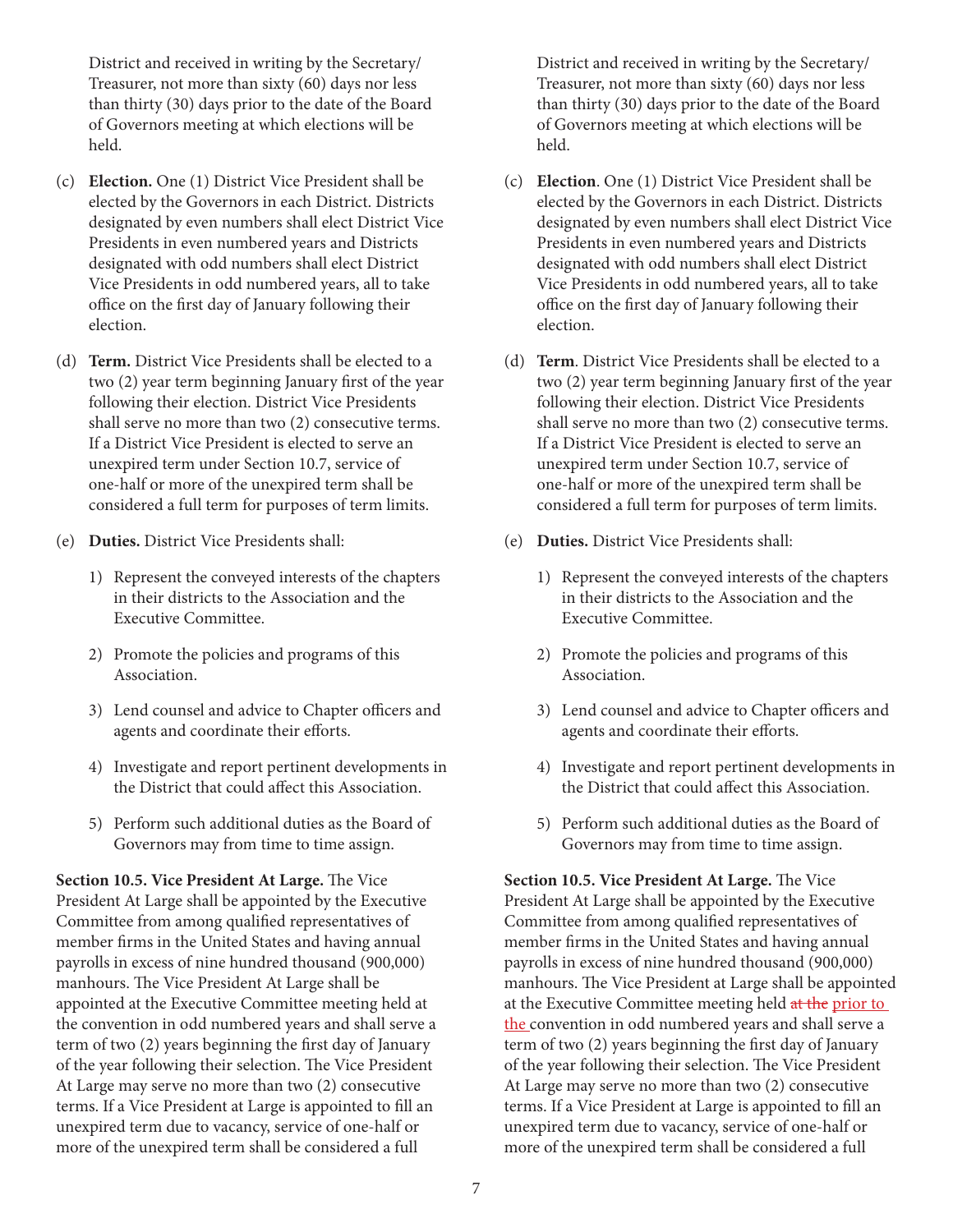District and received in writing by the Secretary/ Treasurer, not more than sixty (60) days nor less than thirty (30) days prior to the date of the Board of Governors meeting at which elections will be held.

(c) **Election.** One (1) District Vice President shall be elected by the Governors in each District. Districts designated by even numbers shall elect District Vice Presidents in even numbered years and Districts designated with odd numbers shall elect District Vice Presidents in odd numbered years, all to take office on the first day of January following their election.

(d) **Term.** District Vice Presidents shall be elected to a two (2) year term beginning January first of the year following their election. District Vice Presidents shall serve no more than two (2) consecutive terms. If a District Vice President is elected to serve an unexpired term under Section 10.7, service of one-half or more of the unexpired term shall be considered a full term for purposes of term limits.

(e) **Duties.** District Vice Presidents shall:

1) Represent the conveyed interests of the chapters in their districts to the Association and the Executive Committee.

2) Promote the policies and programs of this Association.

3) Lend counsel and advice to Chapter officers and agents and coordinate their efforts.

4) Investigate and report pertinent developments in the District that could affect this Association.

5) Perform such additional duties as the Board of Governors may from time to time assign.

**Section 10.5. Vice President At Large.** The Vice President At Large shall be appointed by the Executive Committee from among qualified representatives of member firms in the United States and having annual payrolls in excess of nine hundred thousand (900,000) manhours. The Vice President At Large shall be appointed at the Executive Committee meeting held at the convention in odd numbered years and shall serve a term of two (2) years beginning the first day of January of the year following their selection. The Vice President At Large may serve no more than two (2) consecutive terms. If a Vice President at Large is appointed to fill an unexpired term due to vacancy, service of one-half or more of the unexpired term shall be considered a full

District and received in writing by the Secretary/ Treasurer, not more than sixty (60) days nor less than thirty (30) days prior to the date of the Board of Governors meeting at which elections will be held.

(c) **Election**. One (1) District Vice President shall be elected by the Governors in each District. Districts designated by even numbers shall elect District Vice Presidents in even numbered years and Districts designated with odd numbers shall elect District Vice Presidents in odd numbered years, all to take office on the first day of January following their election.

(d) **Term**. District Vice Presidents shall be elected to a two (2) year term beginning January first of the year following their election. District Vice Presidents shall serve no more than two (2) consecutive terms. If a District Vice President is elected to serve an unexpired term under Section 10.7, service of one-half or more of the unexpired term shall be considered a full term for purposes of term limits.

(e) **Duties.** District Vice Presidents shall:

1) Represent the conveyed interests of the chapters in their districts to the Association and the Executive Committee.

2) Promote the policies and programs of this Association.

3) Lend counsel and advice to Chapter officers and agents and coordinate their efforts.

4) Investigate and report pertinent developments in the District that could affect this Association.

5) Perform such additional duties as the Board of Governors may from time to time assign.

**Section 10.5. Vice President At Large.** The Vice President At Large shall be appointed by the Executive Committee from among qualified representatives of member firms in the United States and having annual payrolls in excess of nine hundred thousand (900,000) manhours. The Vice President at Large shall be appointed at the Executive Committee meeting held ~~at the~~ <u>prior to the</u> convention in odd numbered years and shall serve a term of two (2) years beginning the first day of January of the year following their selection. The Vice President At Large may serve no more than two (2) consecutive terms. If a Vice President at Large is appointed to fill an unexpired term due to vacancy, service of one-half or more of the unexpired term shall be considered a full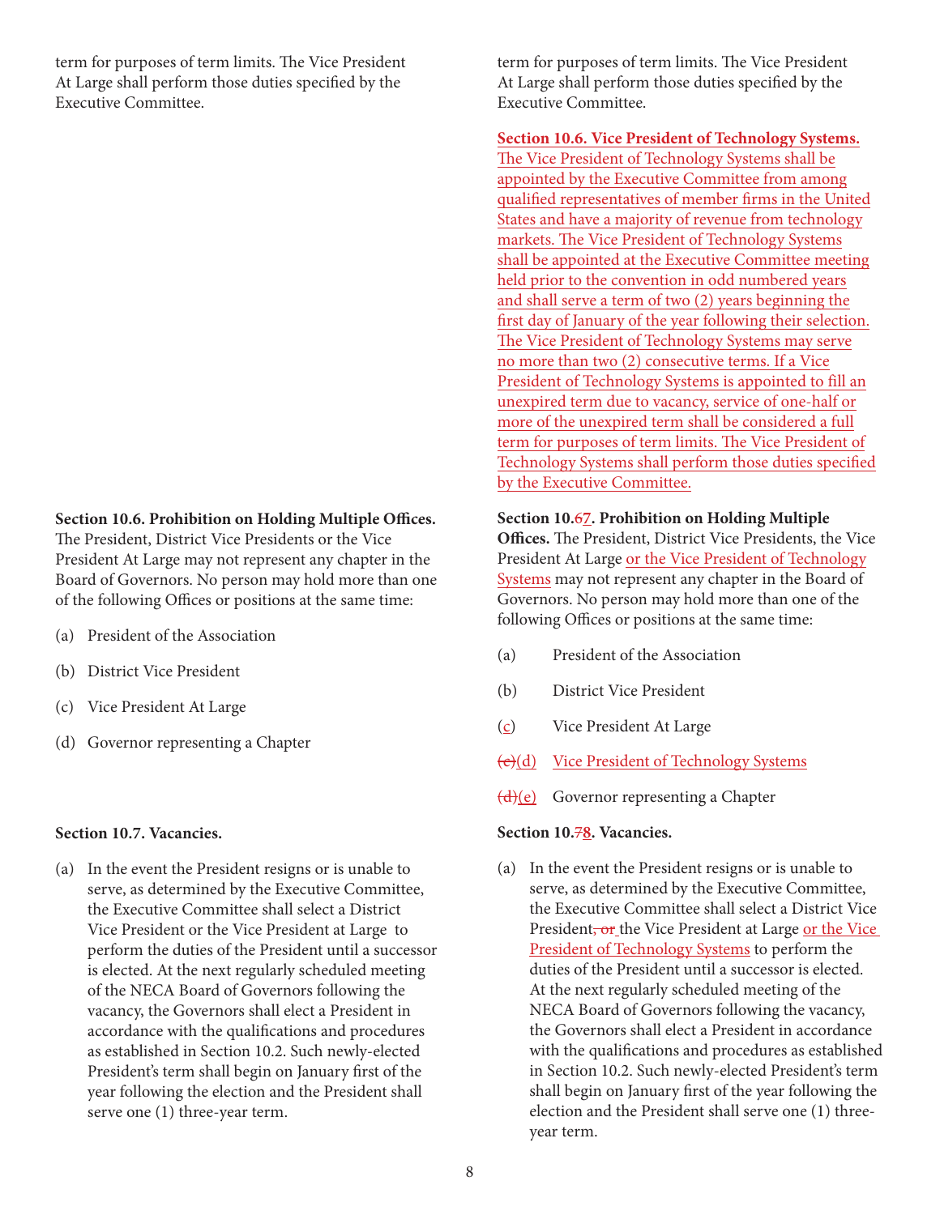term for purposes of term limits. The Vice President At Large shall perform those duties specified by the Executive Committee.

**Section 10.6. Prohibition on Holding Multiple Offices.** The President, District Vice Presidents or the Vice President At Large may not represent any chapter in the Board of Governors. No person may hold more than one of the following Offices or positions at the same time:

(a) President of the Association

(b) District Vice President

(c) Vice President At Large

(d) Governor representing a Chapter

**Section 10.7. Vacancies.**

(a) In the event the President resigns or is unable to serve, as determined by the Executive Committee, the Executive Committee shall select a District Vice President or the Vice President at Large to perform the duties of the President until a successor is elected. At the next regularly scheduled meeting of the NECA Board of Governors following the vacancy, the Governors shall elect a President in accordance with the qualifications and procedures as established in Section 10.2. Such newly-elected President's term shall begin on January first of the year following the election and the President shall serve one (1) three-year term.

---

term for purposes of term limits. The Vice President At Large shall perform those duties specified by the Executive Committee.

**Section 10.6. Vice President of Technology Systems.** The Vice President of Technology Systems shall be appointed by the Executive Committee from among qualified representatives of member firms in the United States and have a majority of revenue from technology markets. The Vice President of Technology Systems shall be appointed at the Executive Committee meeting held prior to the convention in odd numbered years and shall serve a term of two (2) years beginning the first day of January of the year following their selection. The Vice President of Technology Systems may serve no more than two (2) consecutive terms. If a Vice President of Technology Systems is appointed to fill an unexpired term due to vacancy, service of one-half or more of the unexpired term shall be considered a full term for purposes of term limits. The Vice President of Technology Systems shall perform those duties specified by the Executive Committee.

**Section 10.~~6~~7. Prohibition on Holding Multiple Offices.** The President, District Vice Presidents, the Vice President At Large or the Vice President of Technology Systems may not represent any chapter in the Board of Governors. No person may hold more than one of the following Offices or positions at the same time:

(a) President of the Association

(b) District Vice President

(c) Vice President At Large

~~(c)~~(d) Vice President of Technology Systems

~~(d)~~(e) Governor representing a Chapter

**Section 10.~~7~~8. Vacancies.**

(a) In the event the President resigns or is unable to serve, as determined by the Executive Committee, the Executive Committee shall select a District Vice President~~, or~~ the Vice President at Large or the Vice President of Technology Systems to perform the duties of the President until a successor is elected. At the next regularly scheduled meeting of the NECA Board of Governors following the vacancy, the Governors shall elect a President in accordance with the qualifications and procedures as established in Section 10.2. Such newly-elected President's term shall begin on January first of the year following the election and the President shall serve one (1) three-year term.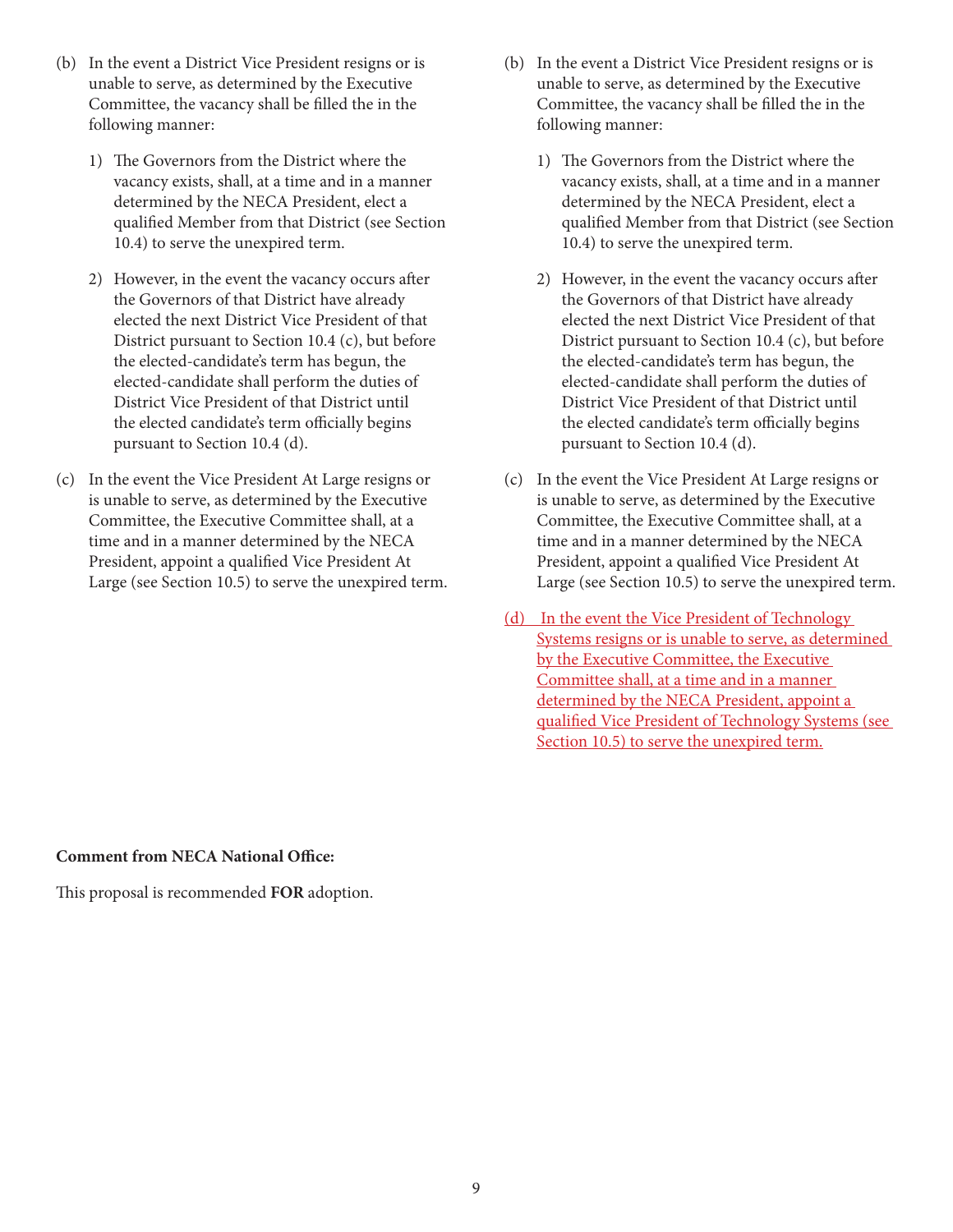(b) In the event a District Vice President resigns or is unable to serve, as determined by the Executive Committee, the vacancy shall be filled the in the following manner:

1) The Governors from the District where the vacancy exists, shall, at a time and in a manner determined by the NECA President, elect a qualified Member from that District (see Section 10.4) to serve the unexpired term.

2) However, in the event the vacancy occurs after the Governors of that District have already elected the next District Vice President of that District pursuant to Section 10.4 (c), but before the elected-candidate's term has begun, the elected-candidate shall perform the duties of District Vice President of that District until the elected candidate's term officially begins pursuant to Section 10.4 (d).

(c) In the event the Vice President At Large resigns or is unable to serve, as determined by the Executive Committee, the Executive Committee shall, at a time and in a manner determined by the NECA President, appoint a qualified Vice President At Large (see Section 10.5) to serve the unexpired term.

(b) In the event a District Vice President resigns or is unable to serve, as determined by the Executive Committee, the vacancy shall be filled the in the following manner:

1) The Governors from the District where the vacancy exists, shall, at a time and in a manner determined by the NECA President, elect a qualified Member from that District (see Section 10.4) to serve the unexpired term.

2) However, in the event the vacancy occurs after the Governors of that District have already elected the next District Vice President of that District pursuant to Section 10.4 (c), but before the elected-candidate's term has begun, the elected-candidate shall perform the duties of District Vice President of that District until the elected candidate's term officially begins pursuant to Section 10.4 (d).

(c) In the event the Vice President At Large resigns or is unable to serve, as determined by the Executive Committee, the Executive Committee shall, at a time and in a manner determined by the NECA President, appoint a qualified Vice President At Large (see Section 10.5) to serve the unexpired term.

<u>(d) In the event the Vice President of Technology Systems resigns or is unable to serve, as determined by the Executive Committee, the Executive Committee shall, at a time and in a manner determined by the NECA President, appoint a qualified Vice President of Technology Systems (see Section 10.5) to serve the unexpired term.</u>

**Comment from NECA National Office:**

This proposal is recommended **FOR** adoption.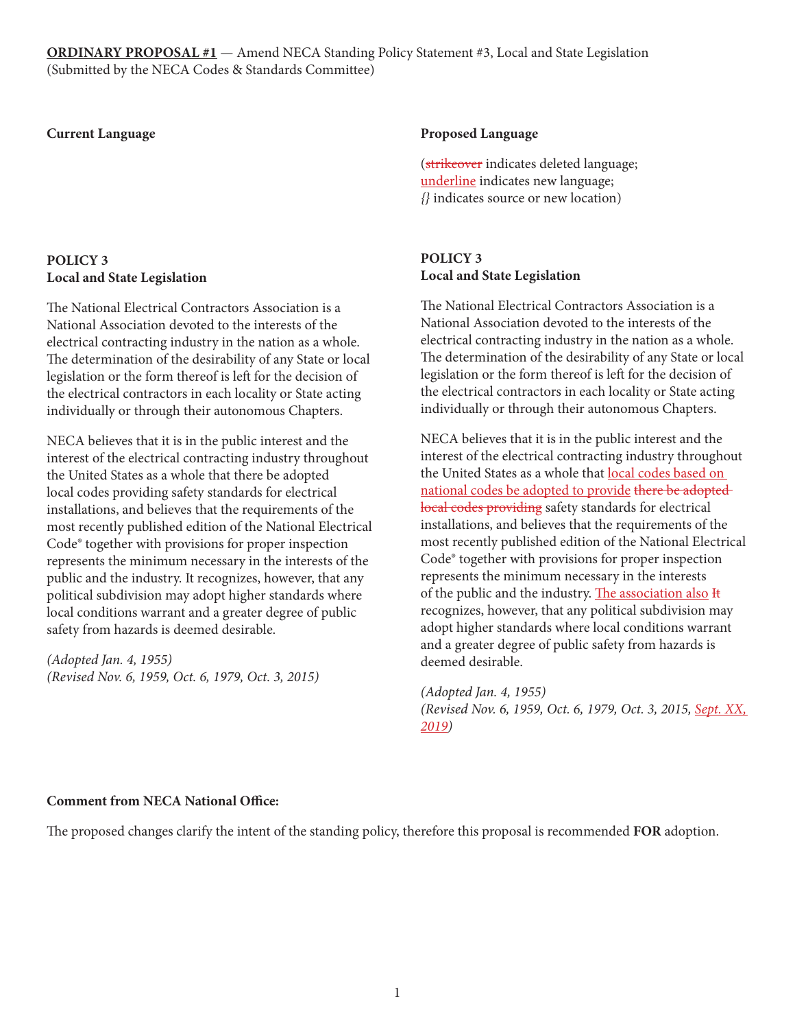**ORDINARY PROPOSAL #1** — Amend NECA Standing Policy Statement #3, Local and State Legislation (Submitted by the NECA Codes & Standards Committee)

**Current Language**

**POLICY 3**
**Local and State Legislation**

The National Electrical Contractors Association is a National Association devoted to the interests of the electrical contracting industry in the nation as a whole. The determination of the desirability of any State or local legislation or the form thereof is left for the decision of the electrical contractors in each locality or State acting individually or through their autonomous Chapters.

NECA believes that it is in the public interest and the interest of the electrical contracting industry throughout the United States as a whole that there be adopted local codes providing safety standards for electrical installations, and believes that the requirements of the most recently published edition of the National Electrical Code® together with provisions for proper inspection represents the minimum necessary in the interests of the public and the industry. It recognizes, however, that any political subdivision may adopt higher standards where local conditions warrant and a greater degree of public safety from hazards is deemed desirable.

*(Adopted Jan. 4, 1955)*
*(Revised Nov. 6, 1959, Oct. 6, 1979, Oct. 3, 2015)*

**Proposed Language**

(~~strikeover~~ indicates deleted language;
<u>underline</u> indicates new language;
*{}* indicates source or new location)

**POLICY 3**
**Local and State Legislation**

The National Electrical Contractors Association is a National Association devoted to the interests of the electrical contracting industry in the nation as a whole. The determination of the desirability of any State or local legislation or the form thereof is left for the decision of the electrical contractors in each locality or State acting individually or through their autonomous Chapters.

NECA believes that it is in the public interest and the interest of the electrical contracting industry throughout the United States as a whole that <u>local codes based on national codes be adopted to provide</u> ~~there be adopted local codes providing~~ safety standards for electrical installations, and believes that the requirements of the most recently published edition of the National Electrical Code® together with provisions for proper inspection represents the minimum necessary in the interests of the public and the industry. <u>The association also</u> ~~It~~ recognizes, however, that any political subdivision may adopt higher standards where local conditions warrant and a greater degree of public safety from hazards is deemed desirable.

*(Adopted Jan. 4, 1955)*
*(Revised Nov. 6, 1959, Oct. 6, 1979, Oct. 3, 2015, <u>Sept. XX, 2019</u>)*

**Comment from NECA National Office:**

The proposed changes clarify the intent of the standing policy, therefore this proposal is recommended **FOR** adoption.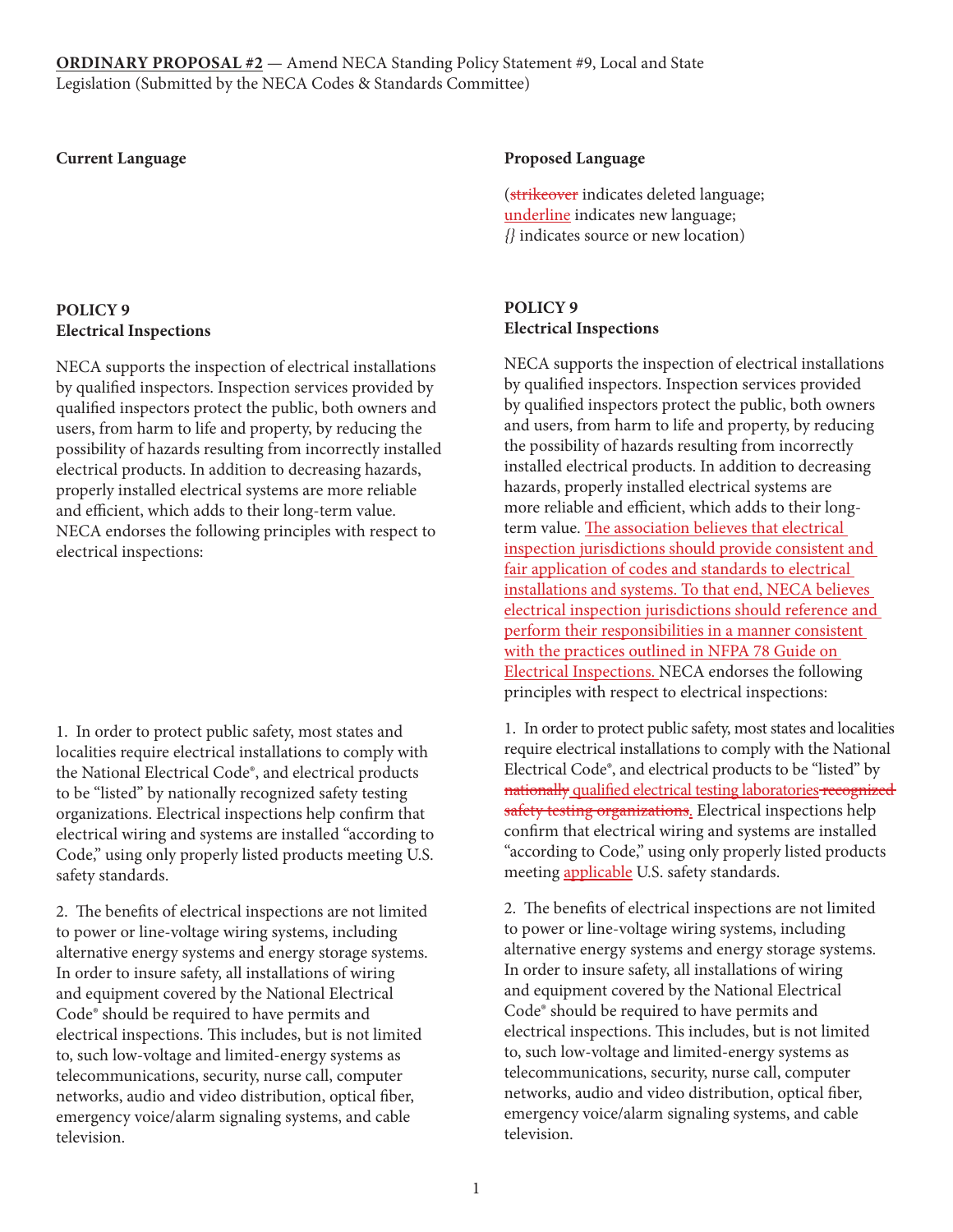**ORDINARY PROPOSAL #2** — Amend NECA Standing Policy Statement #9, Local and State Legislation (Submitted by the NECA Codes & Standards Committee)

| Current Language | Proposed Language |
|---|---|
| | (~~strikeover~~ indicates deleted language; <u>underline</u> indicates new language; *{}* indicates source or new location) |
| **POLICY 9**<br>**Electrical Inspections** | **POLICY 9**<br>**Electrical Inspections** |
| NECA supports the inspection of electrical installations by qualified inspectors. Inspection services provided by qualified inspectors protect the public, both owners and users, from harm to life and property, by reducing the possibility of hazards resulting from incorrectly installed electrical products. In addition to decreasing hazards, properly installed electrical systems are more reliable and efficient, which adds to their long-term value. NECA endorses the following principles with respect to electrical inspections: | NECA supports the inspection of electrical installations by qualified inspectors. Inspection services provided by qualified inspectors protect the public, both owners and users, from harm to life and property, by reducing the possibility of hazards resulting from incorrectly installed electrical products. In addition to decreasing hazards, properly installed electrical systems are more reliable and efficient, which adds to their long-term value. <u>The association believes that electrical inspection jurisdictions should provide consistent and fair application of codes and standards to electrical installations and systems. To that end, NECA believes electrical inspection jurisdictions should reference and perform their responsibilities in a manner consistent with the practices outlined in NFPA 78 Guide on Electrical Inspections.</u> NECA endorses the following principles with respect to electrical inspections: |
| 1. In order to protect public safety, most states and localities require electrical installations to comply with the National Electrical Code®, and electrical products to be "listed" by nationally recognized safety testing organizations. Electrical inspections help confirm that electrical wiring and systems are installed "according to Code," using only properly listed products meeting U.S. safety standards. | 1. In order to protect public safety, most states and localities require electrical installations to comply with the National Electrical Code®, and electrical products to be "listed" by ~~nationally~~ <u>qualified electrical testing laboratories</u> ~~recognized safety testing organizations~~<u>.</u> Electrical inspections help confirm that electrical wiring and systems are installed "according to Code," using only properly listed products meeting <u>applicable</u> U.S. safety standards. |
| 2. The benefits of electrical inspections are not limited to power or line-voltage wiring systems, including alternative energy systems and energy storage systems. In order to insure safety, all installations of wiring and equipment covered by the National Electrical Code® should be required to have permits and electrical inspections. This includes, but is not limited to, such low-voltage and limited-energy systems as telecommunications, security, nurse call, computer networks, audio and video distribution, optical fiber, emergency voice/alarm signaling systems, and cable television. | 2. The benefits of electrical inspections are not limited to power or line-voltage wiring systems, including alternative energy systems and energy storage systems. In order to insure safety, all installations of wiring and equipment covered by the National Electrical Code® should be required to have permits and electrical inspections. This includes, but is not limited to, such low-voltage and limited-energy systems as telecommunications, security, nurse call, computer networks, audio and video distribution, optical fiber, emergency voice/alarm signaling systems, and cable television. |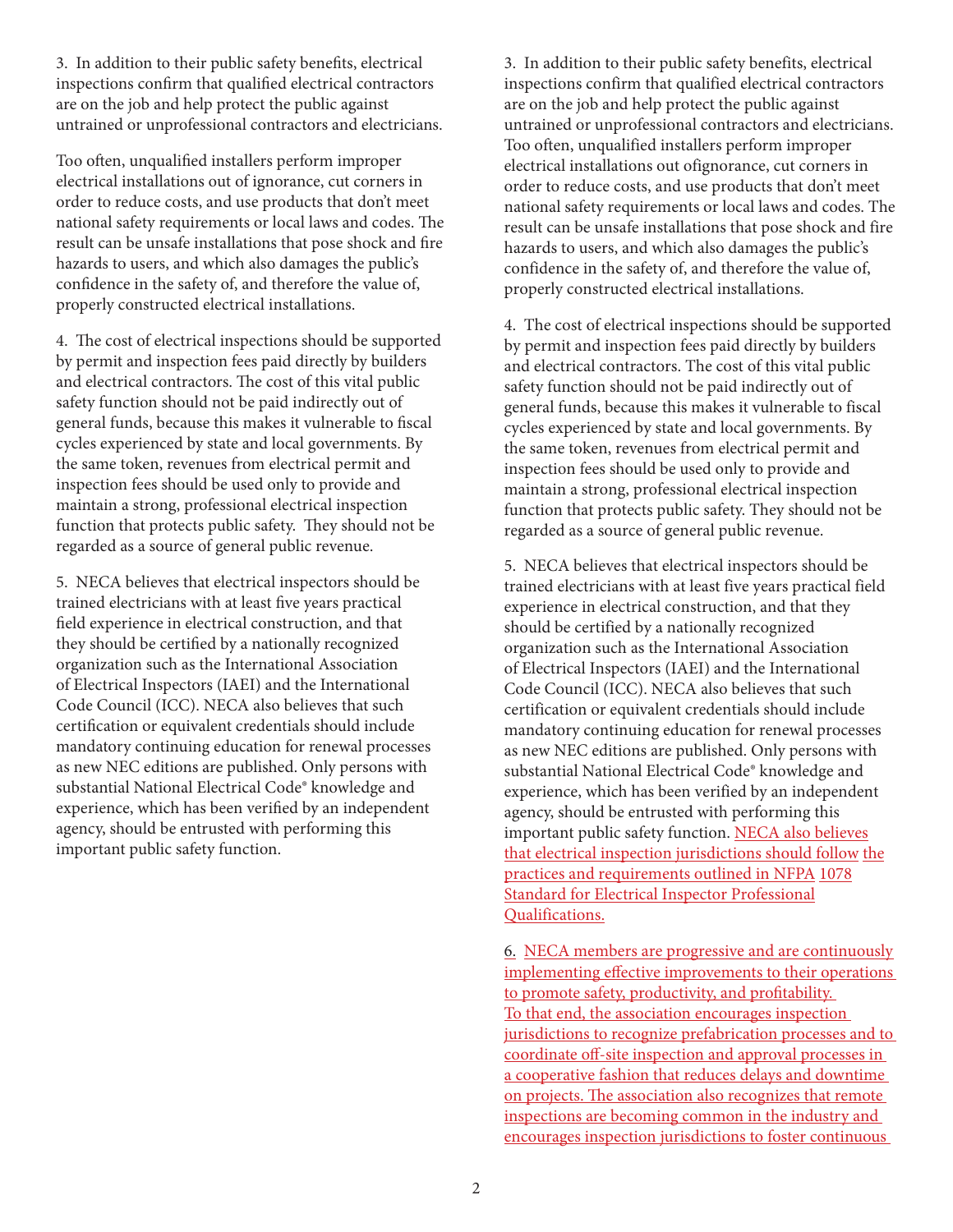3. In addition to their public safety benefits, electrical inspections confirm that qualified electrical contractors are on the job and help protect the public against untrained or unprofessional contractors and electricians.

Too often, unqualified installers perform improper electrical installations out of ignorance, cut corners in order to reduce costs, and use products that don't meet national safety requirements or local laws and codes. The result can be unsafe installations that pose shock and fire hazards to users, and which also damages the public's confidence in the safety of, and therefore the value of, properly constructed electrical installations.

4. The cost of electrical inspections should be supported by permit and inspection fees paid directly by builders and electrical contractors. The cost of this vital public safety function should not be paid indirectly out of general funds, because this makes it vulnerable to fiscal cycles experienced by state and local governments. By the same token, revenues from electrical permit and inspection fees should be used only to provide and maintain a strong, professional electrical inspection function that protects public safety. They should not be regarded as a source of general public revenue.

5. NECA believes that electrical inspectors should be trained electricians with at least five years practical field experience in electrical construction, and that they should be certified by a nationally recognized organization such as the International Association of Electrical Inspectors (IAEI) and the International Code Council (ICC). NECA also believes that such certification or equivalent credentials should include mandatory continuing education for renewal processes as new NEC editions are published. Only persons with substantial National Electrical Code® knowledge and experience, which has been verified by an independent agency, should be entrusted with performing this important public safety function.

3. In addition to their public safety benefits, electrical inspections confirm that qualified electrical contractors are on the job and help protect the public against untrained or unprofessional contractors and electricians. Too often, unqualified installers perform improper electrical installations out ofignorance, cut corners in order to reduce costs, and use products that don't meet national safety requirements or local laws and codes. The result can be unsafe installations that pose shock and fire hazards to users, and which also damages the public's confidence in the safety of, and therefore the value of, properly constructed electrical installations.

4. The cost of electrical inspections should be supported by permit and inspection fees paid directly by builders and electrical contractors. The cost of this vital public safety function should not be paid indirectly out of general funds, because this makes it vulnerable to fiscal cycles experienced by state and local governments. By the same token, revenues from electrical permit and inspection fees should be used only to provide and maintain a strong, professional electrical inspection function that protects public safety. They should not be regarded as a source of general public revenue.

5. NECA believes that electrical inspectors should be trained electricians with at least five years practical field experience in electrical construction, and that they should be certified by a nationally recognized organization such as the International Association of Electrical Inspectors (IAEI) and the International Code Council (ICC). NECA also believes that such certification or equivalent credentials should include mandatory continuing education for renewal processes as new NEC editions are published. Only persons with substantial National Electrical Code® knowledge and experience, which has been verified by an independent agency, should be entrusted with performing this important public safety function. <u>NECA also believes that electrical inspection jurisdictions should follow the practices and requirements outlined in NFPA 1078 Standard for Electrical Inspector Professional Qualifications.</u>

<u>6. NECA members are progressive and are continuously implementing effective improvements to their operations to promote safety, productivity, and profitability. To that end, the association encourages inspection jurisdictions to recognize prefabrication processes and to coordinate off-site inspection and approval processes in a cooperative fashion that reduces delays and downtime on projects. The association also recognizes that remote inspections are becoming common in the industry and encourages inspection jurisdictions to foster continuous</u>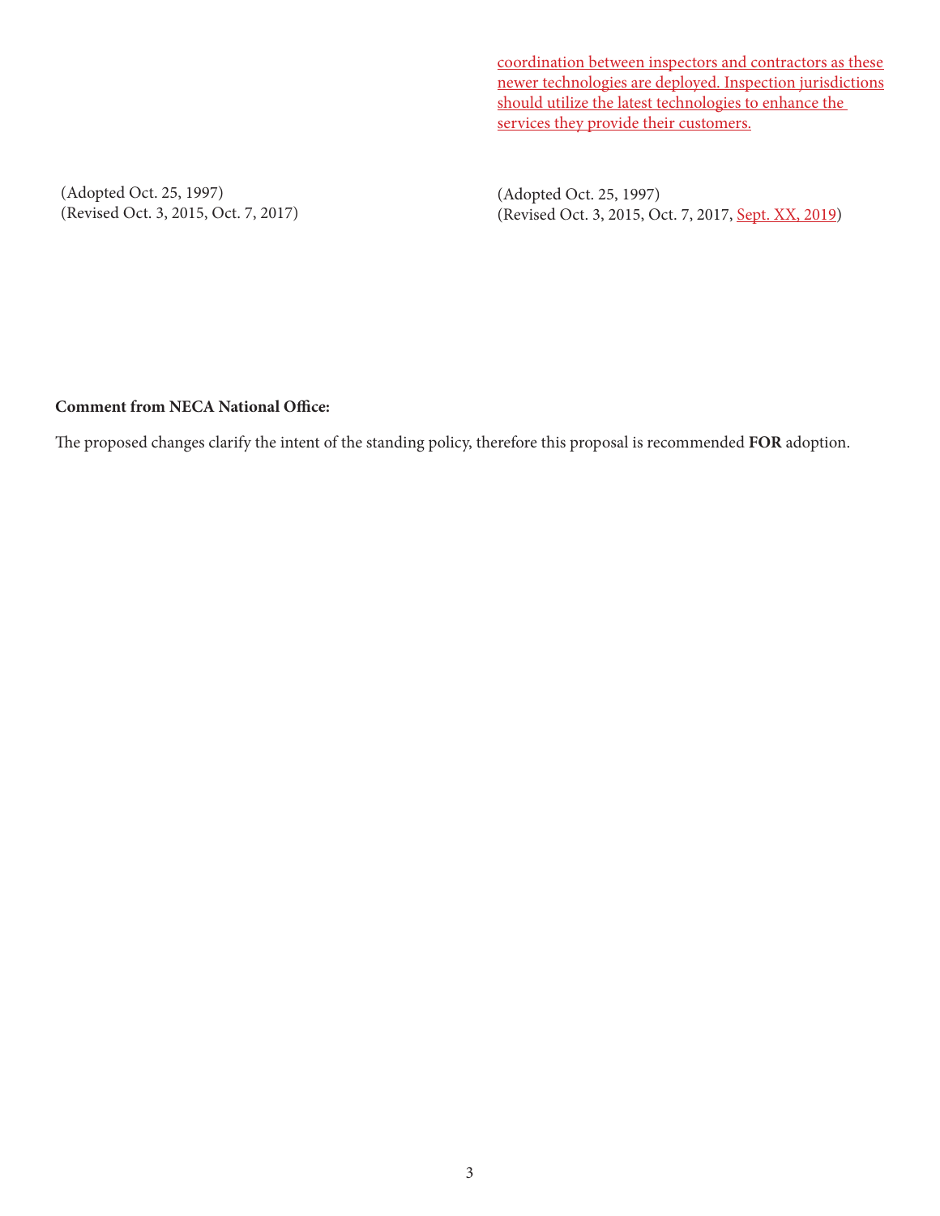<u>coordination between inspectors and contractors as these newer technologies are deployed. Inspection jurisdictions should utilize the latest technologies to enhance the services they provide their customers.</u>

(Adopted Oct. 25, 1997)
(Revised Oct. 3, 2015, Oct. 7, 2017)

(Adopted Oct. 25, 1997)
(Revised Oct. 3, 2015, Oct. 7, 2017, <u>Sept. XX, 2019</u>)

**Comment from NECA National Office:**

The proposed changes clarify the intent of the standing policy, therefore this proposal is recommended **FOR** adoption.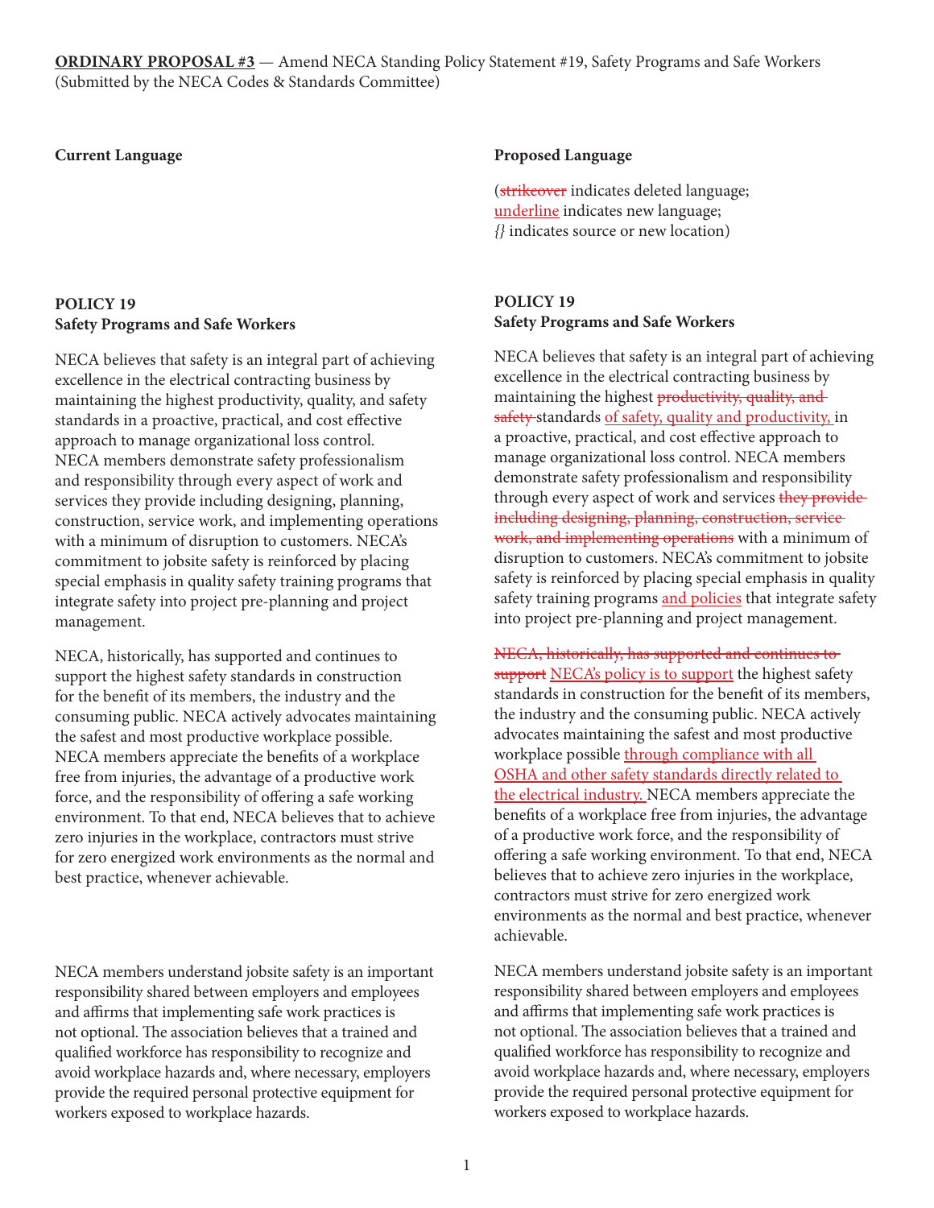**ORDINARY PROPOSAL #3** — Amend NECA Standing Policy Statement #19, Safety Programs and Safe Workers (Submitted by the NECA Codes & Standards Committee)

## Current Language

### POLICY 19
### Safety Programs and Safe Workers

NECA believes that safety is an integral part of achieving excellence in the electrical contracting business by maintaining the highest productivity, quality, and safety standards in a proactive, practical, and cost effective approach to manage organizational loss control. NECA members demonstrate safety professionalism and responsibility through every aspect of work and services they provide including designing, planning, construction, service work, and implementing operations with a minimum of disruption to customers. NECA's commitment to jobsite safety is reinforced by placing special emphasis in quality safety training programs that integrate safety into project pre-planning and project management.

NECA, historically, has supported and continues to support the highest safety standards in construction for the benefit of its members, the industry and the consuming public. NECA actively advocates maintaining the safest and most productive workplace possible. NECA members appreciate the benefits of a workplace free from injuries, the advantage of a productive work force, and the responsibility of offering a safe working environment. To that end, NECA believes that to achieve zero injuries in the workplace, contractors must strive for zero energized work environments as the normal and best practice, whenever achievable.

NECA members understand jobsite safety is an important responsibility shared between employers and employees and affirms that implementing safe work practices is not optional. The association believes that a trained and qualified workforce has responsibility to recognize and avoid workplace hazards and, where necessary, employers provide the required personal protective equipment for workers exposed to workplace hazards.

## Proposed Language

(~~strikeover~~ indicates deleted language; <u>underline</u> indicates new language; *{}* indicates source or new location)

### POLICY 19
### Safety Programs and Safe Workers

NECA believes that safety is an integral part of achieving excellence in the electrical contracting business by maintaining the highest ~~productivity, quality, and safety~~ standards <u>of safety, quality and productivity,</u> in a proactive, practical, and cost effective approach to manage organizational loss control. NECA members demonstrate safety professionalism and responsibility through every aspect of work and services ~~they provide including designing, planning, construction, service work, and implementing operations~~ with a minimum of disruption to customers. NECA's commitment to jobsite safety is reinforced by placing special emphasis in quality safety training programs <u>and policies</u> that integrate safety into project pre-planning and project management.

~~NECA, historically, has supported and continues to support~~ <u>NECA's policy is to support</u> the highest safety standards in construction for the benefit of its members, the industry and the consuming public. NECA actively advocates maintaining the safest and most productive workplace possible <u>through compliance with all OSHA and other safety standards directly related to the electrical industry.</u> NECA members appreciate the benefits of a workplace free from injuries, the advantage of a productive work force, and the responsibility of offering a safe working environment. To that end, NECA believes that to achieve zero injuries in the workplace, contractors must strive for zero energized work environments as the normal and best practice, whenever achievable.

NECA members understand jobsite safety is an important responsibility shared between employers and employees and affirms that implementing safe work practices is not optional. The association believes that a trained and qualified workforce has responsibility to recognize and avoid workplace hazards and, where necessary, employers provide the required personal protective equipment for workers exposed to workplace hazards.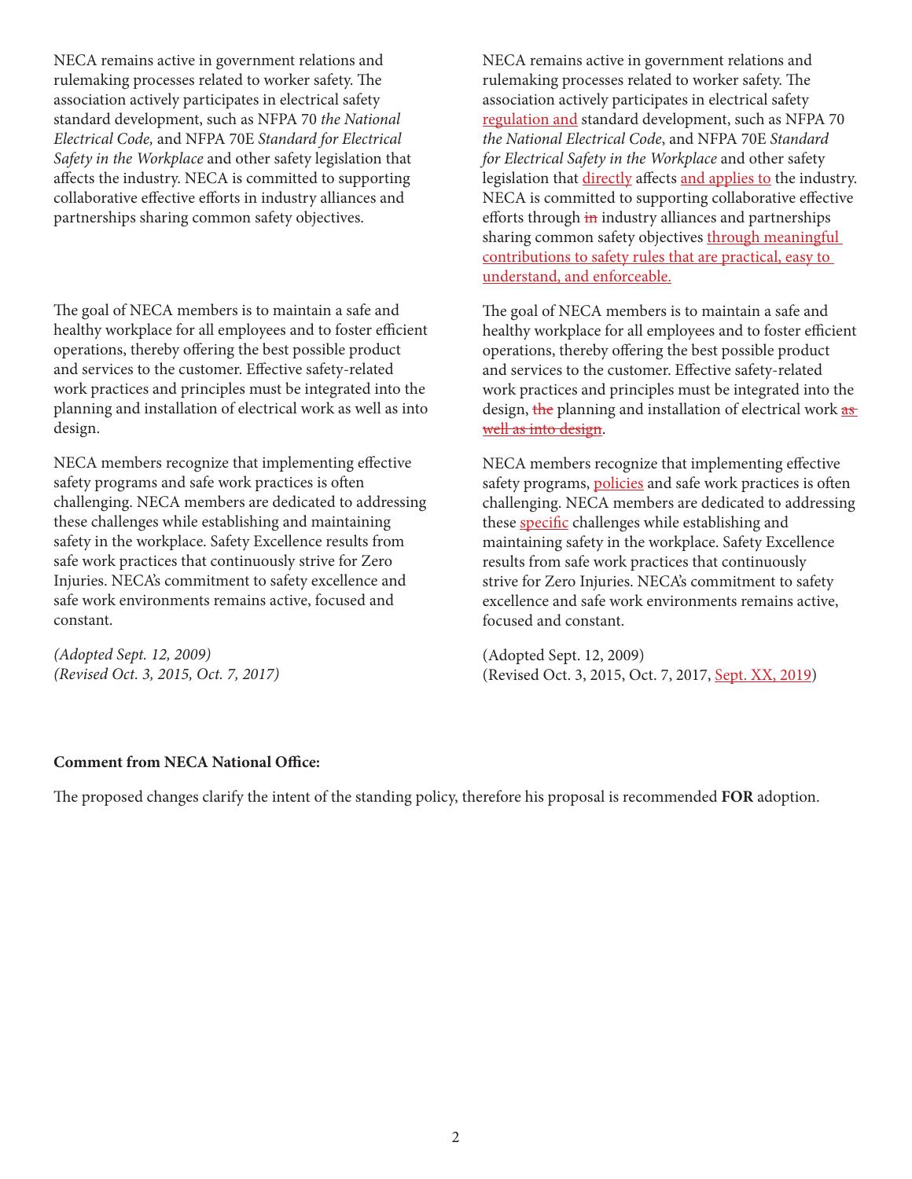NECA remains active in government relations and rulemaking processes related to worker safety. The association actively participates in electrical safety standard development, such as NFPA 70 *the National Electrical Code,* and NFPA 70E *Standard for Electrical Safety in the Workplace* and other safety legislation that affects the industry. NECA is committed to supporting collaborative effective efforts in industry alliances and partnerships sharing common safety objectives.

The goal of NECA members is to maintain a safe and healthy workplace for all employees and to foster efficient operations, thereby offering the best possible product and services to the customer. Effective safety-related work practices and principles must be integrated into the planning and installation of electrical work as well as into design.

NECA members recognize that implementing effective safety programs and safe work practices is often challenging. NECA members are dedicated to addressing these challenges while establishing and maintaining safety in the workplace. Safety Excellence results from safe work practices that continuously strive for Zero Injuries. NECA's commitment to safety excellence and safe work environments remains active, focused and constant.

*(Adopted Sept. 12, 2009)*
*(Revised Oct. 3, 2015, Oct. 7, 2017)*

NECA remains active in government relations and rulemaking processes related to worker safety. The association actively participates in electrical safety <u>regulation and</u> standard development, such as NFPA 70 *the National Electrical Code*, and NFPA 70E *Standard for Electrical Safety in the Workplace* and other safety legislation that <u>directly</u> affects <u>and applies to</u> the industry. NECA is committed to supporting collaborative effective efforts through ~~in~~ industry alliances and partnerships sharing common safety objectives <u>through meaningful contributions to safety rules that are practical, easy to understand, and enforceable.</u>

The goal of NECA members is to maintain a safe and healthy workplace for all employees and to foster efficient operations, thereby offering the best possible product and services to the customer. Effective safety-related work practices and principles must be integrated into the design, ~~the~~ planning and installation of electrical work ~~as well as into design~~.

NECA members recognize that implementing effective safety programs, <u>policies</u> and safe work practices is often challenging. NECA members are dedicated to addressing these <u>specific</u> challenges while establishing and maintaining safety in the workplace. Safety Excellence results from safe work practices that continuously strive for Zero Injuries. NECA's commitment to safety excellence and safe work environments remains active, focused and constant.

(Adopted Sept. 12, 2009)
(Revised Oct. 3, 2015, Oct. 7, 2017, <u>Sept. XX, 2019</u>)

**Comment from NECA National Office:**

The proposed changes clarify the intent of the standing policy, therefore his proposal is recommended **FOR** adoption.